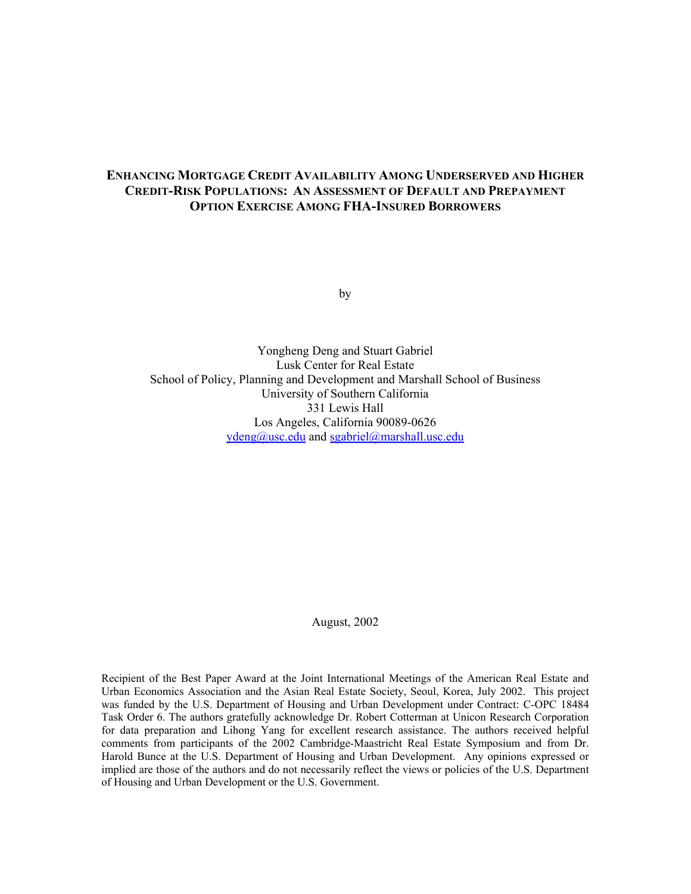# Enhancing Mortgage Credit Availability Among Underserved and Higher Credit-Risk Populations: An Assessment of Default and Prepayment Option Exercise Among FHA-Insured Borrowers

by

Yongheng Deng and Stuart Gabriel
Lusk Center for Real Estate
School of Policy, Planning and Development and Marshall School of Business
University of Southern California
331 Lewis Hall
Los Angeles, California 90089-0626
ydeng@usc.edu and sgabriel@marshall.usc.edu

August, 2002

Recipient of the Best Paper Award at the Joint International Meetings of the American Real Estate and Urban Economics Association and the Asian Real Estate Society, Seoul, Korea, July 2002. This project was funded by the U.S. Department of Housing and Urban Development under Contract: C-OPC 18484 Task Order 6. The authors gratefully acknowledge Dr. Robert Cotterman at Unicon Research Corporation for data preparation and Lihong Yang for excellent research assistance. The authors received helpful comments from participants of the 2002 Cambridge-Maastricht Real Estate Symposium and from Dr. Harold Bunce at the U.S. Department of Housing and Urban Development. Any opinions expressed or implied are those of the authors and do not necessarily reflect the views or policies of the U.S. Department of Housing and Urban Development or the U.S. Government.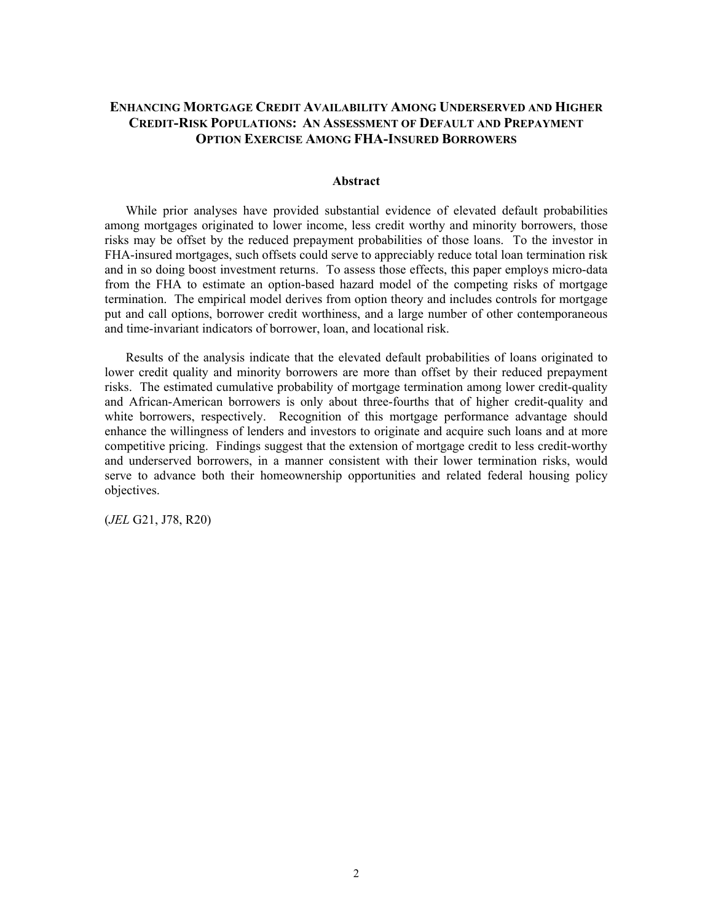# Enhancing Mortgage Credit Availability Among Underserved and Higher Credit-Risk Populations: An Assessment of Default and Prepayment Option Exercise Among FHA-Insured Borrowers

## Abstract

While prior analyses have provided substantial evidence of elevated default probabilities among mortgages originated to lower income, less credit worthy and minority borrowers, those risks may be offset by the reduced prepayment probabilities of those loans. To the investor in FHA-insured mortgages, such offsets could serve to appreciably reduce total loan termination risk and in so doing boost investment returns. To assess those effects, this paper employs micro-data from the FHA to estimate an option-based hazard model of the competing risks of mortgage termination. The empirical model derives from option theory and includes controls for mortgage put and call options, borrower credit worthiness, and a large number of other contemporaneous and time-invariant indicators of borrower, loan, and locational risk.

Results of the analysis indicate that the elevated default probabilities of loans originated to lower credit quality and minority borrowers are more than offset by their reduced prepayment risks. The estimated cumulative probability of mortgage termination among lower credit-quality and African-American borrowers is only about three-fourths that of higher credit-quality and white borrowers, respectively. Recognition of this mortgage performance advantage should enhance the willingness of lenders and investors to originate and acquire such loans and at more competitive pricing. Findings suggest that the extension of mortgage credit to less credit-worthy and underserved borrowers, in a manner consistent with their lower termination risks, would serve to advance both their homeownership opportunities and related federal housing policy objectives.

(*JEL* G21, J78, R20)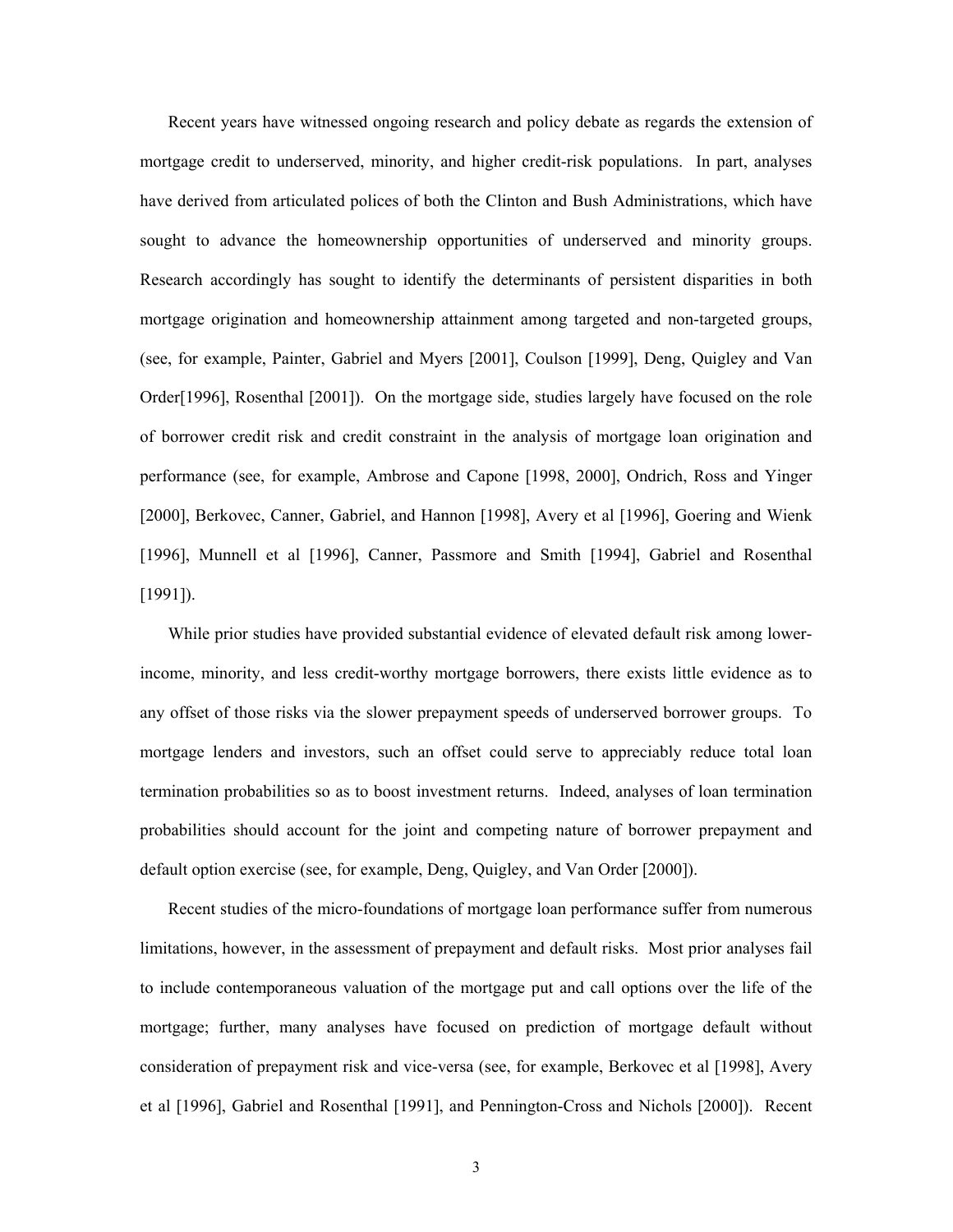Recent years have witnessed ongoing research and policy debate as regards the extension of mortgage credit to underserved, minority, and higher credit-risk populations. In part, analyses have derived from articulated polices of both the Clinton and Bush Administrations, which have sought to advance the homeownership opportunities of underserved and minority groups. Research accordingly has sought to identify the determinants of persistent disparities in both mortgage origination and homeownership attainment among targeted and non-targeted groups, (see, for example, Painter, Gabriel and Myers [2001], Coulson [1999], Deng, Quigley and Van Order[1996], Rosenthal [2001]). On the mortgage side, studies largely have focused on the role of borrower credit risk and credit constraint in the analysis of mortgage loan origination and performance (see, for example, Ambrose and Capone [1998, 2000], Ondrich, Ross and Yinger [2000], Berkovec, Canner, Gabriel, and Hannon [1998], Avery et al [1996], Goering and Wienk [1996], Munnell et al [1996], Canner, Passmore and Smith [1994], Gabriel and Rosenthal [1991]).

While prior studies have provided substantial evidence of elevated default risk among lower-income, minority, and less credit-worthy mortgage borrowers, there exists little evidence as to any offset of those risks via the slower prepayment speeds of underserved borrower groups. To mortgage lenders and investors, such an offset could serve to appreciably reduce total loan termination probabilities so as to boost investment returns. Indeed, analyses of loan termination probabilities should account for the joint and competing nature of borrower prepayment and default option exercise (see, for example, Deng, Quigley, and Van Order [2000]).

Recent studies of the micro-foundations of mortgage loan performance suffer from numerous limitations, however, in the assessment of prepayment and default risks. Most prior analyses fail to include contemporaneous valuation of the mortgage put and call options over the life of the mortgage; further, many analyses have focused on prediction of mortgage default without consideration of prepayment risk and vice-versa (see, for example, Berkovec et al [1998], Avery et al [1996], Gabriel and Rosenthal [1991], and Pennington-Cross and Nichols [2000]). Recent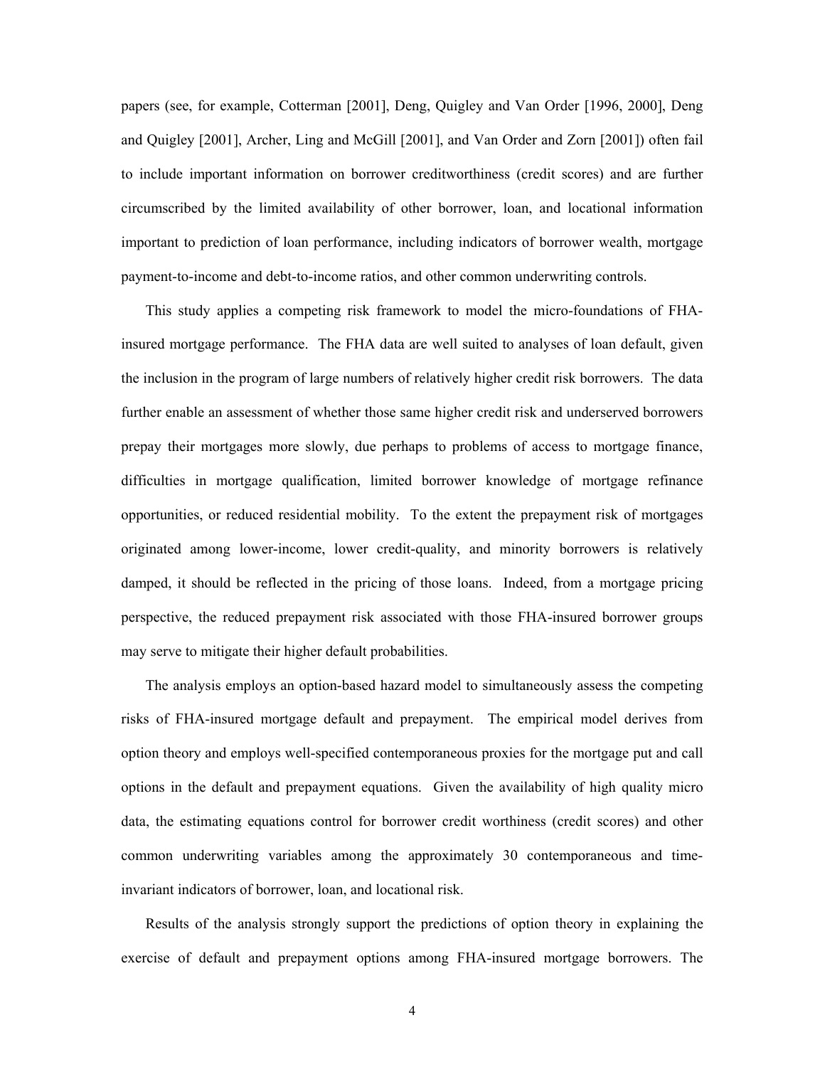papers (see, for example, Cotterman [2001], Deng, Quigley and Van Order [1996, 2000], Deng and Quigley [2001], Archer, Ling and McGill [2001], and Van Order and Zorn [2001]) often fail to include important information on borrower creditworthiness (credit scores) and are further circumscribed by the limited availability of other borrower, loan, and locational information important to prediction of loan performance, including indicators of borrower wealth, mortgage payment-to-income and debt-to-income ratios, and other common underwriting controls.

This study applies a competing risk framework to model the micro-foundations of FHA-insured mortgage performance. The FHA data are well suited to analyses of loan default, given the inclusion in the program of large numbers of relatively higher credit risk borrowers. The data further enable an assessment of whether those same higher credit risk and underserved borrowers prepay their mortgages more slowly, due perhaps to problems of access to mortgage finance, difficulties in mortgage qualification, limited borrower knowledge of mortgage refinance opportunities, or reduced residential mobility. To the extent the prepayment risk of mortgages originated among lower-income, lower credit-quality, and minority borrowers is relatively damped, it should be reflected in the pricing of those loans. Indeed, from a mortgage pricing perspective, the reduced prepayment risk associated with those FHA-insured borrower groups may serve to mitigate their higher default probabilities.

The analysis employs an option-based hazard model to simultaneously assess the competing risks of FHA-insured mortgage default and prepayment. The empirical model derives from option theory and employs well-specified contemporaneous proxies for the mortgage put and call options in the default and prepayment equations. Given the availability of high quality micro data, the estimating equations control for borrower credit worthiness (credit scores) and other common underwriting variables among the approximately 30 contemporaneous and time-invariant indicators of borrower, loan, and locational risk.

Results of the analysis strongly support the predictions of option theory in explaining the exercise of default and prepayment options among FHA-insured mortgage borrowers. The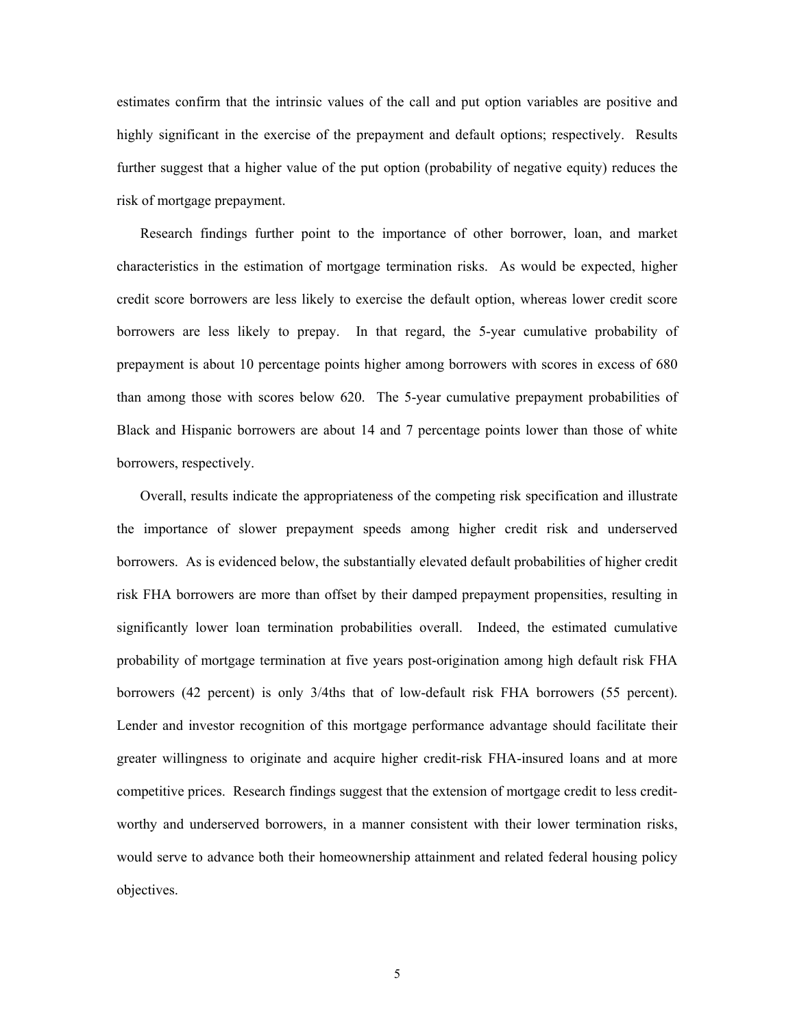estimates confirm that the intrinsic values of the call and put option variables are positive and highly significant in the exercise of the prepayment and default options; respectively. Results further suggest that a higher value of the put option (probability of negative equity) reduces the risk of mortgage prepayment.

Research findings further point to the importance of other borrower, loan, and market characteristics in the estimation of mortgage termination risks. As would be expected, higher credit score borrowers are less likely to exercise the default option, whereas lower credit score borrowers are less likely to prepay. In that regard, the 5-year cumulative probability of prepayment is about 10 percentage points higher among borrowers with scores in excess of 680 than among those with scores below 620. The 5-year cumulative prepayment probabilities of Black and Hispanic borrowers are about 14 and 7 percentage points lower than those of white borrowers, respectively.

Overall, results indicate the appropriateness of the competing risk specification and illustrate the importance of slower prepayment speeds among higher credit risk and underserved borrowers. As is evidenced below, the substantially elevated default probabilities of higher credit risk FHA borrowers are more than offset by their damped prepayment propensities, resulting in significantly lower loan termination probabilities overall. Indeed, the estimated cumulative probability of mortgage termination at five years post-origination among high default risk FHA borrowers (42 percent) is only 3/4ths that of low-default risk FHA borrowers (55 percent). Lender and investor recognition of this mortgage performance advantage should facilitate their greater willingness to originate and acquire higher credit-risk FHA-insured loans and at more competitive prices. Research findings suggest that the extension of mortgage credit to less credit-worthy and underserved borrowers, in a manner consistent with their lower termination risks, would serve to advance both their homeownership attainment and related federal housing policy objectives.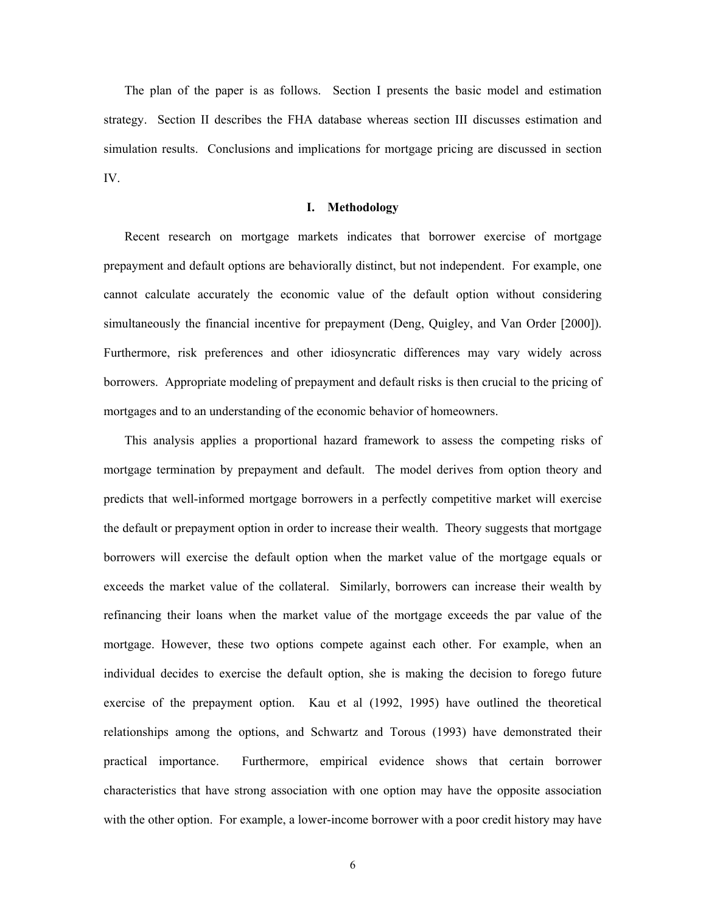The plan of the paper is as follows. Section I presents the basic model and estimation strategy. Section II describes the FHA database whereas section III discusses estimation and simulation results. Conclusions and implications for mortgage pricing are discussed in section IV.

## I. Methodology

Recent research on mortgage markets indicates that borrower exercise of mortgage prepayment and default options are behaviorally distinct, but not independent. For example, one cannot calculate accurately the economic value of the default option without considering simultaneously the financial incentive for prepayment (Deng, Quigley, and Van Order [2000]). Furthermore, risk preferences and other idiosyncratic differences may vary widely across borrowers. Appropriate modeling of prepayment and default risks is then crucial to the pricing of mortgages and to an understanding of the economic behavior of homeowners.

This analysis applies a proportional hazard framework to assess the competing risks of mortgage termination by prepayment and default. The model derives from option theory and predicts that well-informed mortgage borrowers in a perfectly competitive market will exercise the default or prepayment option in order to increase their wealth. Theory suggests that mortgage borrowers will exercise the default option when the market value of the mortgage equals or exceeds the market value of the collateral. Similarly, borrowers can increase their wealth by refinancing their loans when the market value of the mortgage exceeds the par value of the mortgage. However, these two options compete against each other. For example, when an individual decides to exercise the default option, she is making the decision to forego future exercise of the prepayment option. Kau et al (1992, 1995) have outlined the theoretical relationships among the options, and Schwartz and Torous (1993) have demonstrated their practical importance. Furthermore, empirical evidence shows that certain borrower characteristics that have strong association with one option may have the opposite association with the other option. For example, a lower-income borrower with a poor credit history may have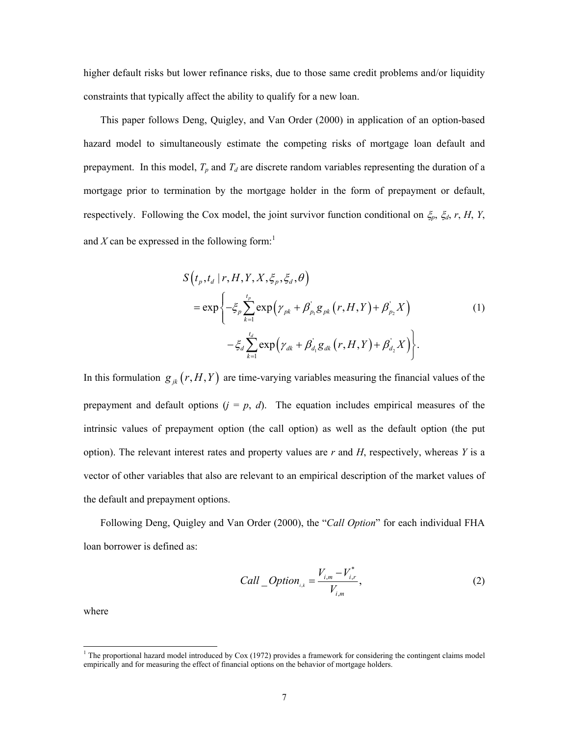higher default risks but lower refinance risks, due to those same credit problems and/or liquidity constraints that typically affect the ability to qualify for a new loan.

This paper follows Deng, Quigley, and Van Order (2000) in application of an option-based hazard model to simultaneously estimate the competing risks of mortgage loan default and prepayment. In this model, $T_p$ and $T_d$ are discrete random variables representing the duration of a mortgage prior to termination by the mortgage holder in the form of prepayment or default, respectively. Following the Cox model, the joint survivor function conditional on $\xi_p$, $\xi_d$, $r$, $H$, $Y$, and $X$ can be expressed in the following form:[1]

$$
\begin{aligned}
& S\left(t_p, t_d \mid r, H, Y, X, \xi_p, \xi_d, \theta\right) \\
&= \exp\left\{ -\xi_p \sum_{k=1}^{t_p} \exp\left(\gamma_{pk} + \beta_{p_1}^{'} g_{pk}\left(r, H, Y\right) + \beta_{p_2}^{'} X\right) \right. \\
&\qquad \left. - \xi_d \sum_{k=1}^{t_d} \exp\left(\gamma_{dk} + \beta_{d_1}^{'} g_{dk}\left(r, H, Y\right) + \beta_{d_2}^{'} X\right) \right\}.
\end{aligned} \tag{1}
$$

In this formulation $g_{jk}\left(r, H, Y\right)$ are time-varying variables measuring the financial values of the prepayment and default options ($j$ = $p$, $d$). The equation includes empirical measures of the intrinsic values of prepayment option (the call option) as well as the default option (the put option). The relevant interest rates and property values are $r$ and $H$, respectively, whereas $Y$ is a vector of other variables that also are relevant to an empirical description of the market values of the default and prepayment options.

Following Deng, Quigley and Van Order (2000), the "*Call Option*" for each individual FHA loan borrower is defined as:

$$
Call\_Option_{i,k} = \frac{V_{i,m} - V_{i,r}^{*}}{V_{i,m}}, \tag{2}
$$

where

[1] The proportional hazard model introduced by Cox (1972) provides a framework for considering the contingent claims model empirically and for measuring the effect of financial options on the behavior of mortgage holders.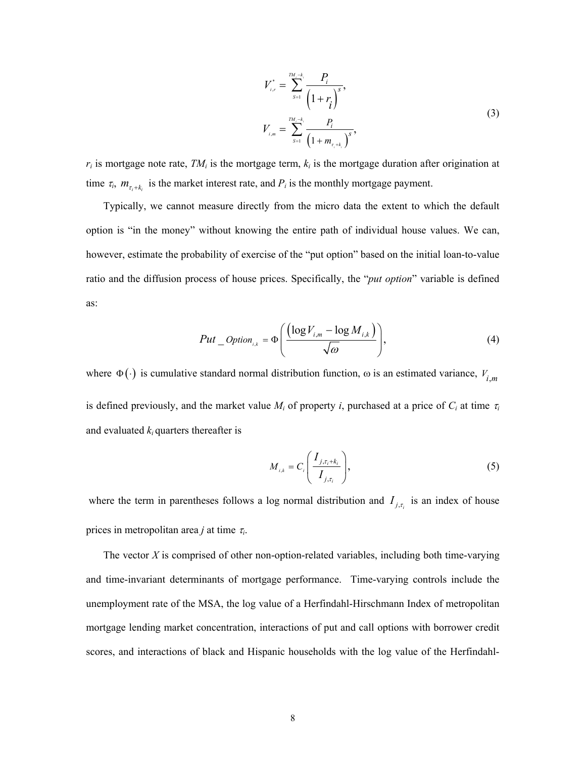$$V_{i,r}^{*} = \sum_{S=1}^{TM_i - k_i} \frac{P_i}{\left(1 + r_i\right)^{s}},$$

$$V_{i,m} = \sum_{S=1}^{TM_i - k_i} \frac{P_i}{\left(1 + m_{\tau_i + k_i}\right)^{s}}, \tag{3}$$

$r_i$ is mortgage note rate, $TM_i$ is the mortgage term, $k_i$ is the mortgage duration after origination at time $\tau_i$, $m_{\tau_i + k_i}$ is the market interest rate, and $P_i$ is the monthly mortgage payment.

Typically, we cannot measure directly from the micro data the extent to which the default option is "in the money" without knowing the entire path of individual house values. We can, however, estimate the probability of exercise of the "put option" based on the initial loan-to-value ratio and the diffusion process of house prices. Specifically, the "*put option*" variable is defined as:

$$Put\_Option_{i,k} = \Phi\left(\frac{\left(\log V_{i,m} - \log M_{i,k}\right)}{\sqrt{\omega}}\right), \tag{4}$$

where $\Phi(\cdot)$ is cumulative standard normal distribution function, ω is an estimated variance, $V_{i,m}$ is defined previously, and the market value $M_i$ of property $i$, purchased at a price of $C_i$ at time $\tau_i$ and evaluated $k_i$ quarters thereafter is

$$M_{i,k} = C_i\left(\frac{I_{j,\tau_i + k_i}}{I_{j,\tau_i}}\right), \tag{5}$$

where the term in parentheses follows a log normal distribution and $I_{j,\tau_i}$ is an index of house prices in metropolitan area $j$ at time $\tau_i$.

The vector $X$ is comprised of other non-option-related variables, including both time-varying and time-invariant determinants of mortgage performance. Time-varying controls include the unemployment rate of the MSA, the log value of a Herfindahl-Hirschmann Index of metropolitan mortgage lending market concentration, interactions of put and call options with borrower credit scores, and interactions of black and Hispanic households with the log value of the Herfindahl-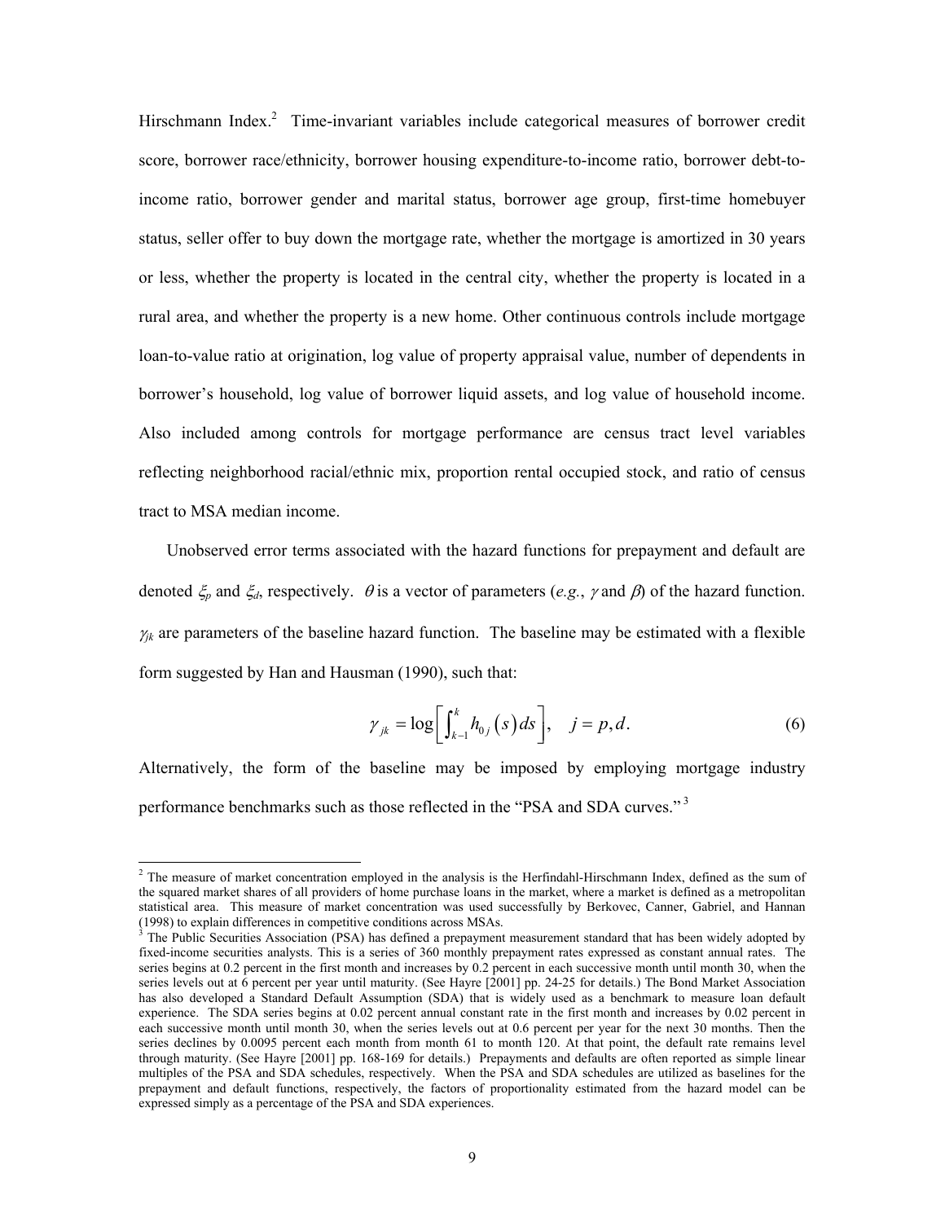Hirschmann Index.[2] Time-invariant variables include categorical measures of borrower credit score, borrower race/ethnicity, borrower housing expenditure-to-income ratio, borrower debt-to-income ratio, borrower gender and marital status, borrower age group, first-time homebuyer status, seller offer to buy down the mortgage rate, whether the mortgage is amortized in 30 years or less, whether the property is located in the central city, whether the property is located in a rural area, and whether the property is a new home. Other continuous controls include mortgage loan-to-value ratio at origination, log value of property appraisal value, number of dependents in borrower's household, log value of borrower liquid assets, and log value of household income. Also included among controls for mortgage performance are census tract level variables reflecting neighborhood racial/ethnic mix, proportion rental occupied stock, and ratio of census tract to MSA median income.

Unobserved error terms associated with the hazard functions for prepayment and default are denoted $\xi_p$ and $\xi_d$, respectively. $\theta$ is a vector of parameters (*e.g.*, $\gamma$ and $\beta$) of the hazard function. $\gamma_{jk}$ are parameters of the baseline hazard function. The baseline may be estimated with a flexible form suggested by Han and Hausman (1990), such that:

$$\gamma_{jk} = \log\left[\int_{k-1}^{k} h_{0j}(s)\,ds\right], \quad j = p, d. \tag{6}$$

Alternatively, the form of the baseline may be imposed by employing mortgage industry performance benchmarks such as those reflected in the "PSA and SDA curves."[3]

---

[2] The measure of market concentration employed in the analysis is the Herfindahl-Hirschmann Index, defined as the sum of the squared market shares of all providers of home purchase loans in the market, where a market is defined as a metropolitan statistical area. This measure of market concentration was used successfully by Berkovec, Canner, Gabriel, and Hannan (1998) to explain differences in competitive conditions across MSAs.

[3] The Public Securities Association (PSA) has defined a prepayment measurement standard that has been widely adopted by fixed-income securities analysts. This is a series of 360 monthly prepayment rates expressed as constant annual rates. The series begins at 0.2 percent in the first month and increases by 0.2 percent in each successive month until month 30, when the series levels out at 6 percent per year until maturity. (See Hayre [2001] pp. 24-25 for details.) The Bond Market Association has also developed a Standard Default Assumption (SDA) that is widely used as a benchmark to measure loan default experience. The SDA series begins at 0.02 percent annual constant rate in the first month and increases by 0.02 percent in each successive month until month 30, when the series levels out at 0.6 percent per year for the next 30 months. Then the series declines by 0.0095 percent each month from month 61 to month 120. At that point, the default rate remains level through maturity. (See Hayre [2001] pp. 168-169 for details.) Prepayments and defaults are often reported as simple linear multiples of the PSA and SDA schedules, respectively. When the PSA and SDA schedules are utilized as baselines for the prepayment and default functions, respectively, the factors of proportionality estimated from the hazard model can be expressed simply as a percentage of the PSA and SDA experiences.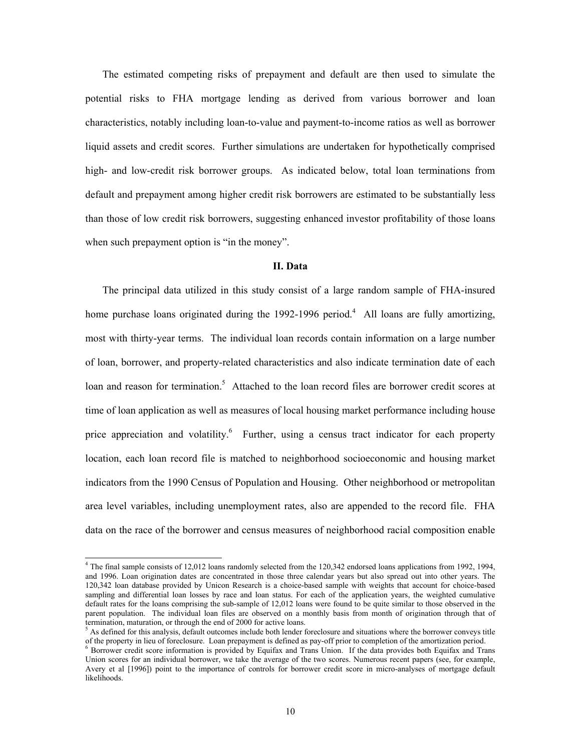The estimated competing risks of prepayment and default are then used to simulate the potential risks to FHA mortgage lending as derived from various borrower and loan characteristics, notably including loan-to-value and payment-to-income ratios as well as borrower liquid assets and credit scores. Further simulations are undertaken for hypothetically comprised high- and low-credit risk borrower groups. As indicated below, total loan terminations from default and prepayment among higher credit risk borrowers are estimated to be substantially less than those of low credit risk borrowers, suggesting enhanced investor profitability of those loans when such prepayment option is "in the money".

## II. Data

The principal data utilized in this study consist of a large random sample of FHA-insured home purchase loans originated during the 1992-1996 period.[4] All loans are fully amortizing, most with thirty-year terms. The individual loan records contain information on a large number of loan, borrower, and property-related characteristics and also indicate termination date of each loan and reason for termination.[5] Attached to the loan record files are borrower credit scores at time of loan application as well as measures of local housing market performance including house price appreciation and volatility.[6] Further, using a census tract indicator for each property location, each loan record file is matched to neighborhood socioeconomic and housing market indicators from the 1990 Census of Population and Housing. Other neighborhood or metropolitan area level variables, including unemployment rates, also are appended to the record file. FHA data on the race of the borrower and census measures of neighborhood racial composition enable

---

[4] The final sample consists of 12,012 loans randomly selected from the 120,342 endorsed loans applications from 1992, 1994, and 1996. Loan origination dates are concentrated in those three calendar years but also spread out into other years. The 120,342 loan database provided by Unicon Research is a choice-based sample with weights that account for choice-based sampling and differential loan losses by race and loan status. For each of the application years, the weighted cumulative default rates for the loans comprising the sub-sample of 12,012 loans were found to be quite similar to those observed in the parent population. The individual loan files are observed on a monthly basis from month of origination through that of termination, maturation, or through the end of 2000 for active loans.

[5] As defined for this analysis, default outcomes include both lender foreclosure and situations where the borrower conveys title of the property in lieu of foreclosure. Loan prepayment is defined as pay-off prior to completion of the amortization period.

[6] Borrower credit score information is provided by Equifax and Trans Union. If the data provides both Equifax and Trans Union scores for an individual borrower, we take the average of the two scores. Numerous recent papers (see, for example, Avery et al [1996]) point to the importance of controls for borrower credit score in micro-analyses of mortgage default likelihoods.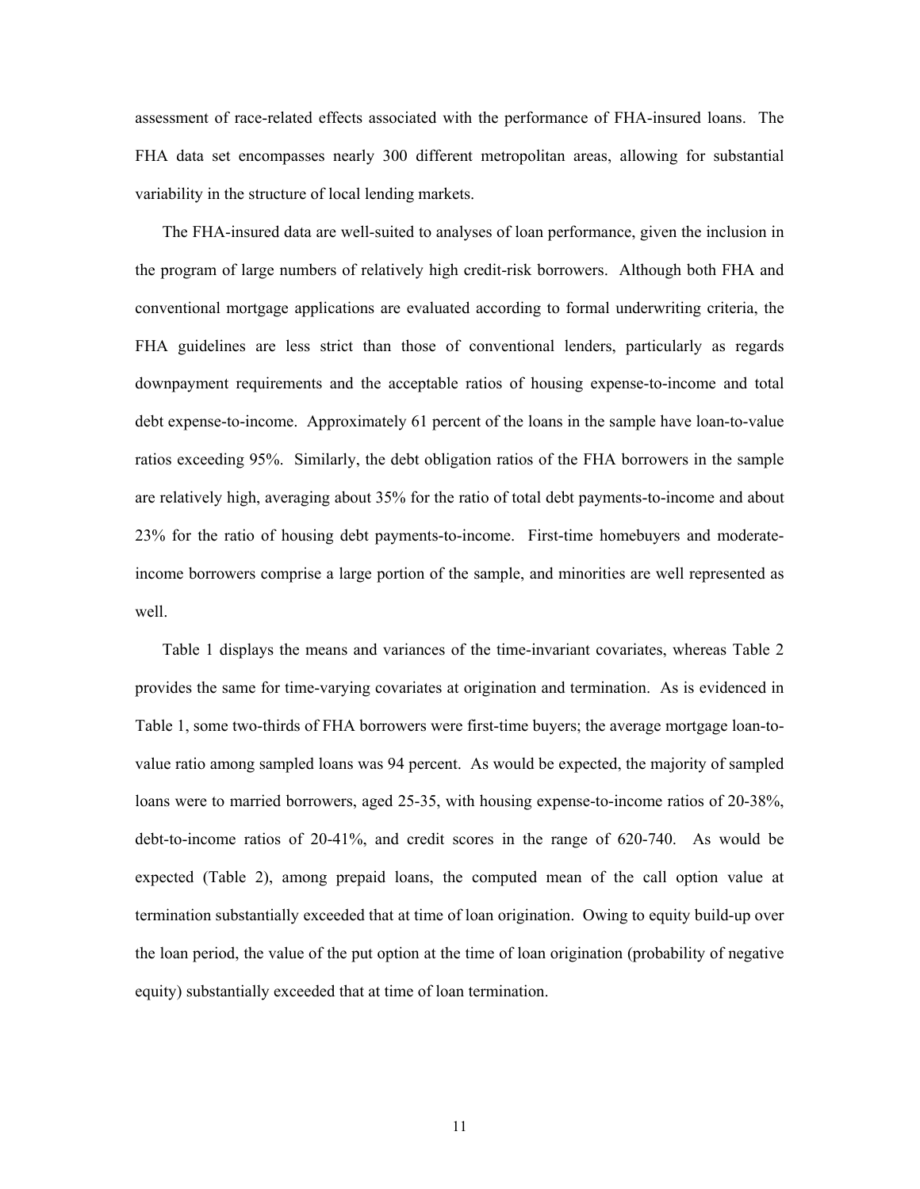assessment of race-related effects associated with the performance of FHA-insured loans. The FHA data set encompasses nearly 300 different metropolitan areas, allowing for substantial variability in the structure of local lending markets.

The FHA-insured data are well-suited to analyses of loan performance, given the inclusion in the program of large numbers of relatively high credit-risk borrowers. Although both FHA and conventional mortgage applications are evaluated according to formal underwriting criteria, the FHA guidelines are less strict than those of conventional lenders, particularly as regards downpayment requirements and the acceptable ratios of housing expense-to-income and total debt expense-to-income. Approximately 61 percent of the loans in the sample have loan-to-value ratios exceeding 95%. Similarly, the debt obligation ratios of the FHA borrowers in the sample are relatively high, averaging about 35% for the ratio of total debt payments-to-income and about 23% for the ratio of housing debt payments-to-income. First-time homebuyers and moderate-income borrowers comprise a large portion of the sample, and minorities are well represented as well.

Table 1 displays the means and variances of the time-invariant covariates, whereas Table 2 provides the same for time-varying covariates at origination and termination. As is evidenced in Table 1, some two-thirds of FHA borrowers were first-time buyers; the average mortgage loan-to-value ratio among sampled loans was 94 percent. As would be expected, the majority of sampled loans were to married borrowers, aged 25-35, with housing expense-to-income ratios of 20-38%, debt-to-income ratios of 20-41%, and credit scores in the range of 620-740. As would be expected (Table 2), among prepaid loans, the computed mean of the call option value at termination substantially exceeded that at time of loan origination. Owing to equity build-up over the loan period, the value of the put option at the time of loan origination (probability of negative equity) substantially exceeded that at time of loan termination.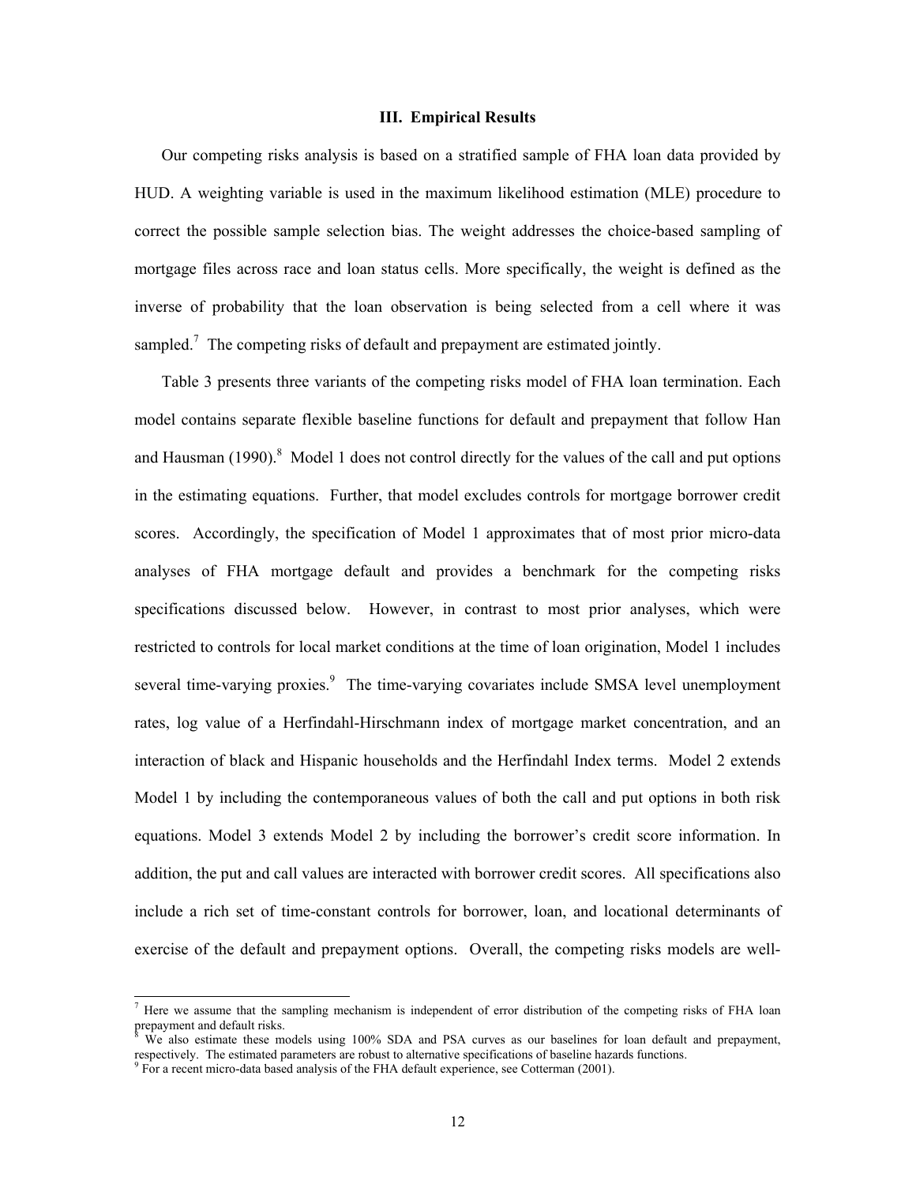### III. Empirical Results

Our competing risks analysis is based on a stratified sample of FHA loan data provided by HUD. A weighting variable is used in the maximum likelihood estimation (MLE) procedure to correct the possible sample selection bias. The weight addresses the choice-based sampling of mortgage files across race and loan status cells. More specifically, the weight is defined as the inverse of probability that the loan observation is being selected from a cell where it was sampled.[7] The competing risks of default and prepayment are estimated jointly.

Table 3 presents three variants of the competing risks model of FHA loan termination. Each model contains separate flexible baseline functions for default and prepayment that follow Han and Hausman (1990).[8] Model 1 does not control directly for the values of the call and put options in the estimating equations. Further, that model excludes controls for mortgage borrower credit scores. Accordingly, the specification of Model 1 approximates that of most prior micro-data analyses of FHA mortgage default and provides a benchmark for the competing risks specifications discussed below. However, in contrast to most prior analyses, which were restricted to controls for local market conditions at the time of loan origination, Model 1 includes several time-varying proxies.[9] The time-varying covariates include SMSA level unemployment rates, log value of a Herfindahl-Hirschmann index of mortgage market concentration, and an interaction of black and Hispanic households and the Herfindahl Index terms. Model 2 extends Model 1 by including the contemporaneous values of both the call and put options in both risk equations. Model 3 extends Model 2 by including the borrower's credit score information. In addition, the put and call values are interacted with borrower credit scores. All specifications also include a rich set of time-constant controls for borrower, loan, and locational determinants of exercise of the default and prepayment options. Overall, the competing risks models are well-

---

[7] Here we assume that the sampling mechanism is independent of error distribution of the competing risks of FHA loan prepayment and default risks.

[8] We also estimate these models using 100% SDA and PSA curves as our baselines for loan default and prepayment, respectively. The estimated parameters are robust to alternative specifications of baseline hazards functions.

[9] For a recent micro-data based analysis of the FHA default experience, see Cotterman (2001).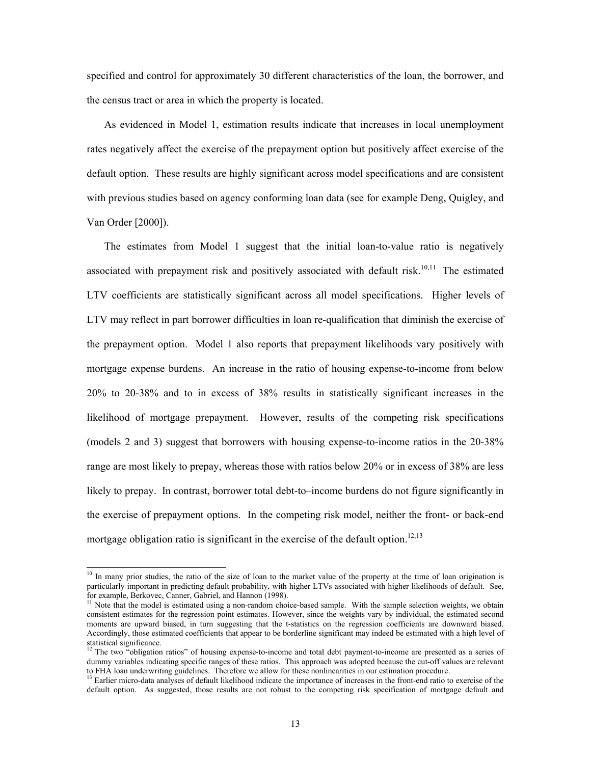specified and control for approximately 30 different characteristics of the loan, the borrower, and the census tract or area in which the property is located.

As evidenced in Model 1, estimation results indicate that increases in local unemployment rates negatively affect the exercise of the prepayment option but positively affect exercise of the default option. These results are highly significant across model specifications and are consistent with previous studies based on agency conforming loan data (see for example Deng, Quigley, and Van Order [2000]).

The estimates from Model 1 suggest that the initial loan-to-value ratio is negatively associated with prepayment risk and positively associated with default risk.[10,11] The estimated LTV coefficients are statistically significant across all model specifications. Higher levels of LTV may reflect in part borrower difficulties in loan re-qualification that diminish the exercise of the prepayment option. Model 1 also reports that prepayment likelihoods vary positively with mortgage expense burdens. An increase in the ratio of housing expense-to-income from below 20% to 20-38% and to in excess of 38% results in statistically significant increases in the likelihood of mortgage prepayment. However, results of the competing risk specifications (models 2 and 3) suggest that borrowers with housing expense-to-income ratios in the 20-38% range are most likely to prepay, whereas those with ratios below 20% or in excess of 38% are less likely to prepay. In contrast, borrower total debt-to–income burdens do not figure significantly in the exercise of prepayment options. In the competing risk model, neither the front- or back-end mortgage obligation ratio is significant in the exercise of the default option.[12,13]

---

[10] In many prior studies, the ratio of the size of loan to the market value of the property at the time of loan origination is particularly important in predicting default probability, with higher LTVs associated with higher likelihoods of default. See, for example, Berkovec, Canner, Gabriel, and Hannon (1998).

[11] Note that the model is estimated using a non-random choice-based sample. With the sample selection weights, we obtain consistent estimates for the regression point estimates. However, since the weights vary by individual, the estimated second moments are upward biased, in turn suggesting that the t-statistics on the regression coefficients are downward biased. Accordingly, those estimated coefficients that appear to be borderline significant may indeed be estimated with a high level of statistical significance.

[12] The two "obligation ratios" of housing expense-to-income and total debt payment-to-income are presented as a series of dummy variables indicating specific ranges of these ratios. This approach was adopted because the cut-off values are relevant to FHA loan underwriting guidelines. Therefore we allow for these nonlinearities in our estimation procedure.

[13] Earlier micro-data analyses of default likelihood indicate the importance of increases in the front-end ratio to exercise of the default option. As suggested, those results are not robust to the competing risk specification of mortgage default and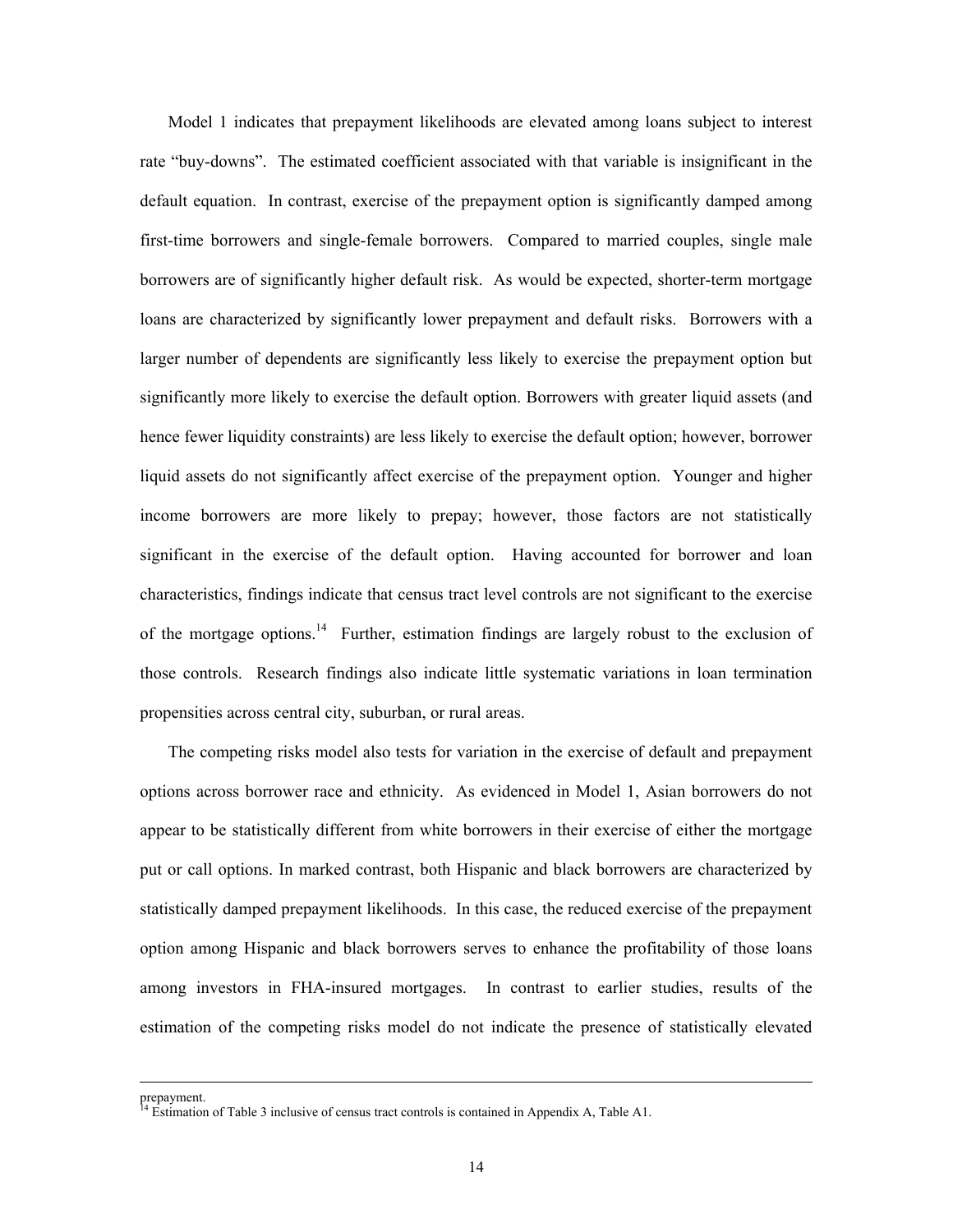Model 1 indicates that prepayment likelihoods are elevated among loans subject to interest rate "buy-downs". The estimated coefficient associated with that variable is insignificant in the default equation. In contrast, exercise of the prepayment option is significantly damped among first-time borrowers and single-female borrowers. Compared to married couples, single male borrowers are of significantly higher default risk. As would be expected, shorter-term mortgage loans are characterized by significantly lower prepayment and default risks. Borrowers with a larger number of dependents are significantly less likely to exercise the prepayment option but significantly more likely to exercise the default option. Borrowers with greater liquid assets (and hence fewer liquidity constraints) are less likely to exercise the default option; however, borrower liquid assets do not significantly affect exercise of the prepayment option. Younger and higher income borrowers are more likely to prepay; however, those factors are not statistically significant in the exercise of the default option. Having accounted for borrower and loan characteristics, findings indicate that census tract level controls are not significant to the exercise of the mortgage options.[14] Further, estimation findings are largely robust to the exclusion of those controls. Research findings also indicate little systematic variations in loan termination propensities across central city, suburban, or rural areas.

The competing risks model also tests for variation in the exercise of default and prepayment options across borrower race and ethnicity. As evidenced in Model 1, Asian borrowers do not appear to be statistically different from white borrowers in their exercise of either the mortgage put or call options. In marked contrast, both Hispanic and black borrowers are characterized by statistically damped prepayment likelihoods. In this case, the reduced exercise of the prepayment option among Hispanic and black borrowers serves to enhance the profitability of those loans among investors in FHA-insured mortgages. In contrast to earlier studies, results of the estimation of the competing risks model do not indicate the presence of statistically elevated

---

prepayment.

[14] Estimation of Table 3 inclusive of census tract controls is contained in Appendix A, Table A1.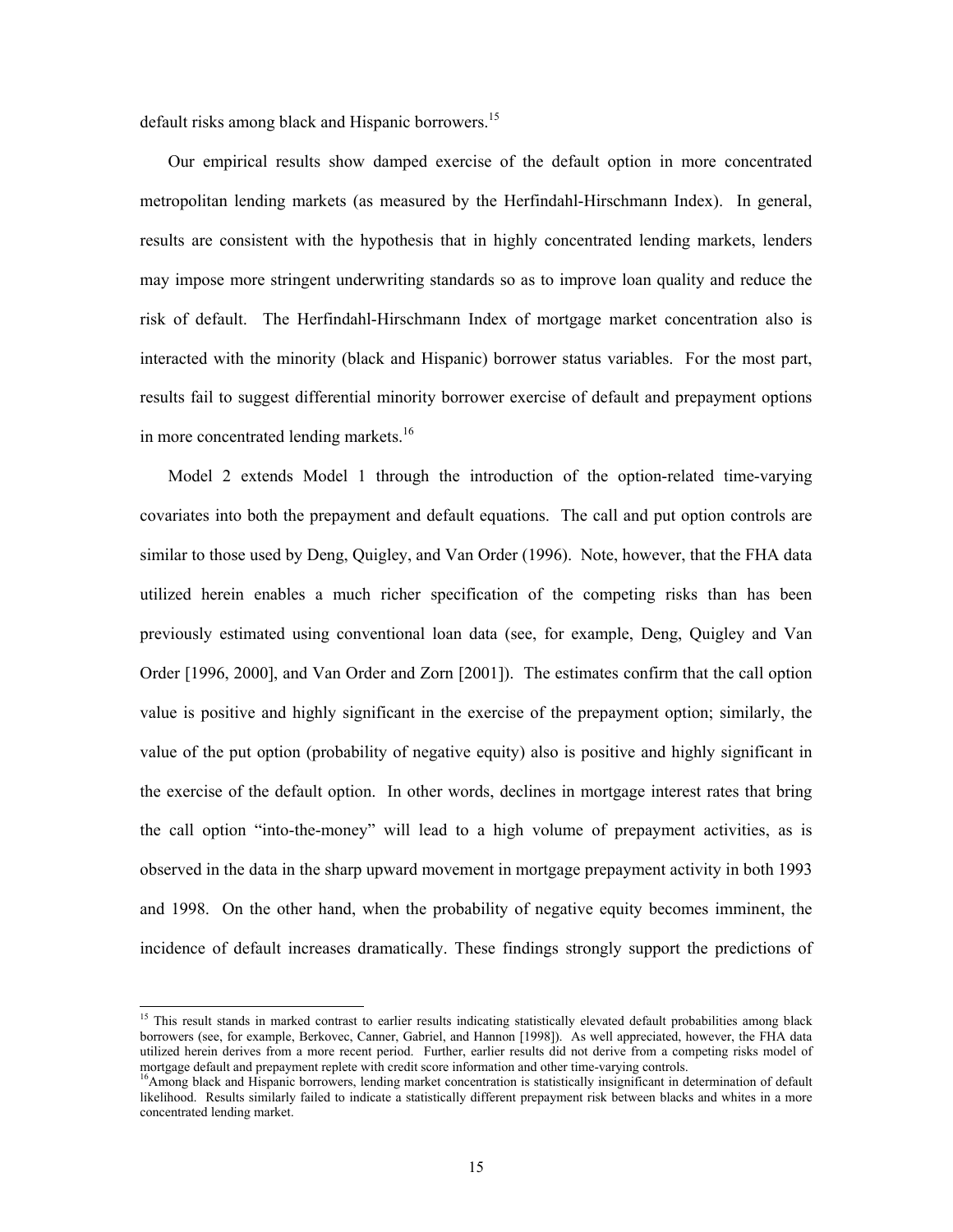default risks among black and Hispanic borrowers.[15]

Our empirical results show damped exercise of the default option in more concentrated metropolitan lending markets (as measured by the Herfindahl-Hirschmann Index). In general, results are consistent with the hypothesis that in highly concentrated lending markets, lenders may impose more stringent underwriting standards so as to improve loan quality and reduce the risk of default. The Herfindahl-Hirschmann Index of mortgage market concentration also is interacted with the minority (black and Hispanic) borrower status variables. For the most part, results fail to suggest differential minority borrower exercise of default and prepayment options in more concentrated lending markets.[16]

Model 2 extends Model 1 through the introduction of the option-related time-varying covariates into both the prepayment and default equations. The call and put option controls are similar to those used by Deng, Quigley, and Van Order (1996). Note, however, that the FHA data utilized herein enables a much richer specification of the competing risks than has been previously estimated using conventional loan data (see, for example, Deng, Quigley and Van Order [1996, 2000], and Van Order and Zorn [2001]). The estimates confirm that the call option value is positive and highly significant in the exercise of the prepayment option; similarly, the value of the put option (probability of negative equity) also is positive and highly significant in the exercise of the default option. In other words, declines in mortgage interest rates that bring the call option "into-the-money" will lead to a high volume of prepayment activities, as is observed in the data in the sharp upward movement in mortgage prepayment activity in both 1993 and 1998. On the other hand, when the probability of negative equity becomes imminent, the incidence of default increases dramatically. These findings strongly support the predictions of

---

[15] This result stands in marked contrast to earlier results indicating statistically elevated default probabilities among black borrowers (see, for example, Berkovec, Canner, Gabriel, and Hannon [1998]). As well appreciated, however, the FHA data utilized herein derives from a more recent period. Further, earlier results did not derive from a competing risks model of mortgage default and prepayment replete with credit score information and other time-varying controls.

[16] Among black and Hispanic borrowers, lending market concentration is statistically insignificant in determination of default likelihood. Results similarly failed to indicate a statistically different prepayment risk between blacks and whites in a more concentrated lending market.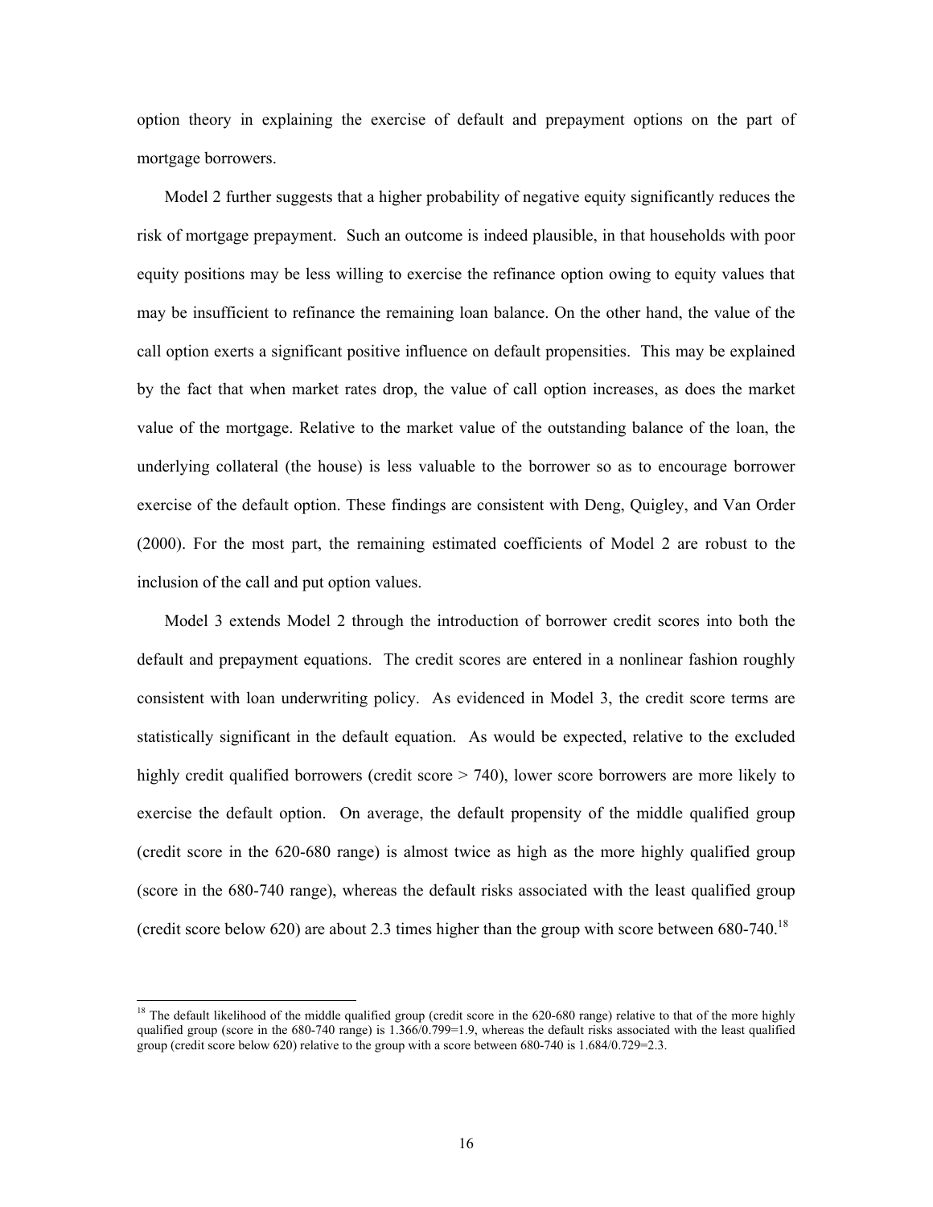option theory in explaining the exercise of default and prepayment options on the part of mortgage borrowers.

Model 2 further suggests that a higher probability of negative equity significantly reduces the risk of mortgage prepayment. Such an outcome is indeed plausible, in that households with poor equity positions may be less willing to exercise the refinance option owing to equity values that may be insufficient to refinance the remaining loan balance. On the other hand, the value of the call option exerts a significant positive influence on default propensities. This may be explained by the fact that when market rates drop, the value of call option increases, as does the market value of the mortgage. Relative to the market value of the outstanding balance of the loan, the underlying collateral (the house) is less valuable to the borrower so as to encourage borrower exercise of the default option. These findings are consistent with Deng, Quigley, and Van Order (2000). For the most part, the remaining estimated coefficients of Model 2 are robust to the inclusion of the call and put option values.

Model 3 extends Model 2 through the introduction of borrower credit scores into both the default and prepayment equations. The credit scores are entered in a nonlinear fashion roughly consistent with loan underwriting policy. As evidenced in Model 3, the credit score terms are statistically significant in the default equation. As would be expected, relative to the excluded highly credit qualified borrowers (credit score > 740), lower score borrowers are more likely to exercise the default option. On average, the default propensity of the middle qualified group (credit score in the 620-680 range) is almost twice as high as the more highly qualified group (score in the 680-740 range), whereas the default risks associated with the least qualified group (credit score below 620) are about 2.3 times higher than the group with score between 680-740.[18]

[18] The default likelihood of the middle qualified group (credit score in the 620-680 range) relative to that of the more highly qualified group (score in the 680-740 range) is 1.366/0.799=1.9, whereas the default risks associated with the least qualified group (credit score below 620) relative to the group with a score between 680-740 is 1.684/0.729=2.3.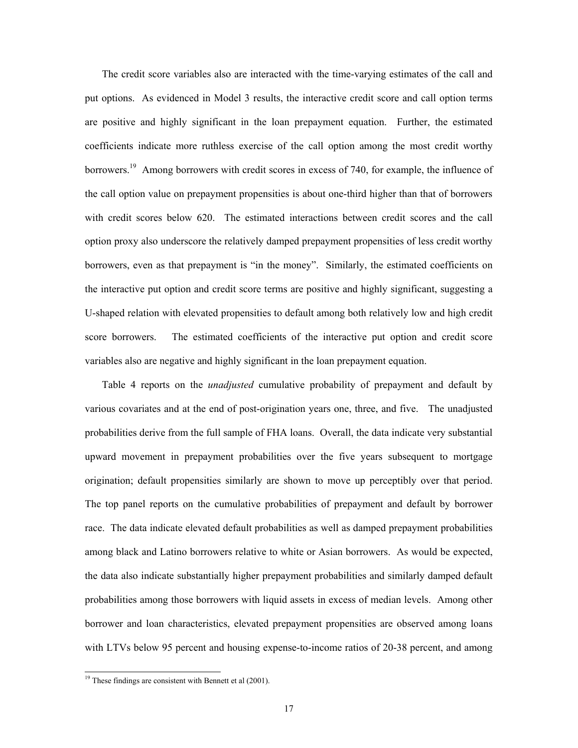The credit score variables also are interacted with the time-varying estimates of the call and put options. As evidenced in Model 3 results, the interactive credit score and call option terms are positive and highly significant in the loan prepayment equation. Further, the estimated coefficients indicate more ruthless exercise of the call option among the most credit worthy borrowers.[19] Among borrowers with credit scores in excess of 740, for example, the influence of the call option value on prepayment propensities is about one-third higher than that of borrowers with credit scores below 620. The estimated interactions between credit scores and the call option proxy also underscore the relatively damped prepayment propensities of less credit worthy borrowers, even as that prepayment is "in the money". Similarly, the estimated coefficients on the interactive put option and credit score terms are positive and highly significant, suggesting a U-shaped relation with elevated propensities to default among both relatively low and high credit score borrowers. The estimated coefficients of the interactive put option and credit score variables also are negative and highly significant in the loan prepayment equation.

Table 4 reports on the *unadjusted* cumulative probability of prepayment and default by various covariates and at the end of post-origination years one, three, and five. The unadjusted probabilities derive from the full sample of FHA loans. Overall, the data indicate very substantial upward movement in prepayment probabilities over the five years subsequent to mortgage origination; default propensities similarly are shown to move up perceptibly over that period. The top panel reports on the cumulative probabilities of prepayment and default by borrower race. The data indicate elevated default probabilities as well as damped prepayment probabilities among black and Latino borrowers relative to white or Asian borrowers. As would be expected, the data also indicate substantially higher prepayment probabilities and similarly damped default probabilities among those borrowers with liquid assets in excess of median levels. Among other borrower and loan characteristics, elevated prepayment propensities are observed among loans with LTVs below 95 percent and housing expense-to-income ratios of 20-38 percent, and among

[19] These findings are consistent with Bennett et al (2001).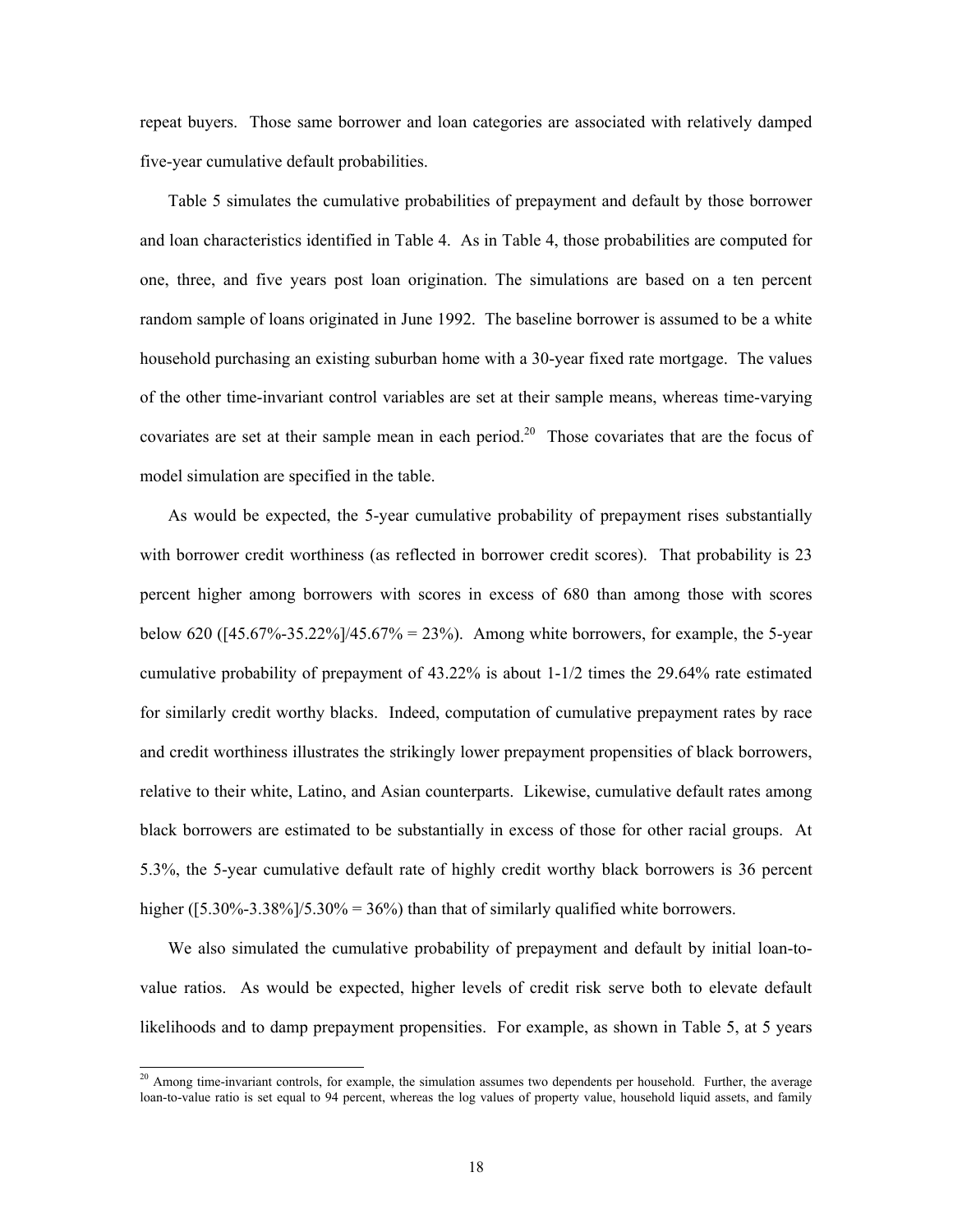repeat buyers. Those same borrower and loan categories are associated with relatively damped five-year cumulative default probabilities.

Table 5 simulates the cumulative probabilities of prepayment and default by those borrower and loan characteristics identified in Table 4. As in Table 4, those probabilities are computed for one, three, and five years post loan origination. The simulations are based on a ten percent random sample of loans originated in June 1992. The baseline borrower is assumed to be a white household purchasing an existing suburban home with a 30-year fixed rate mortgage. The values of the other time-invariant control variables are set at their sample means, whereas time-varying covariates are set at their sample mean in each period.[20] Those covariates that are the focus of model simulation are specified in the table.

As would be expected, the 5-year cumulative probability of prepayment rises substantially with borrower credit worthiness (as reflected in borrower credit scores). That probability is 23 percent higher among borrowers with scores in excess of 680 than among those with scores below 620 ([45.67%-35.22%]/45.67% = 23%). Among white borrowers, for example, the 5-year cumulative probability of prepayment of 43.22% is about 1-1/2 times the 29.64% rate estimated for similarly credit worthy blacks. Indeed, computation of cumulative prepayment rates by race and credit worthiness illustrates the strikingly lower prepayment propensities of black borrowers, relative to their white, Latino, and Asian counterparts. Likewise, cumulative default rates among black borrowers are estimated to be substantially in excess of those for other racial groups. At 5.3%, the 5-year cumulative default rate of highly credit worthy black borrowers is 36 percent higher ([5.30%-3.38%]/5.30% = 36%) than that of similarly qualified white borrowers.

We also simulated the cumulative probability of prepayment and default by initial loan-to-value ratios. As would be expected, higher levels of credit risk serve both to elevate default likelihoods and to damp prepayment propensities. For example, as shown in Table 5, at 5 years

[20] Among time-invariant controls, for example, the simulation assumes two dependents per household. Further, the average loan-to-value ratio is set equal to 94 percent, whereas the log values of property value, household liquid assets, and family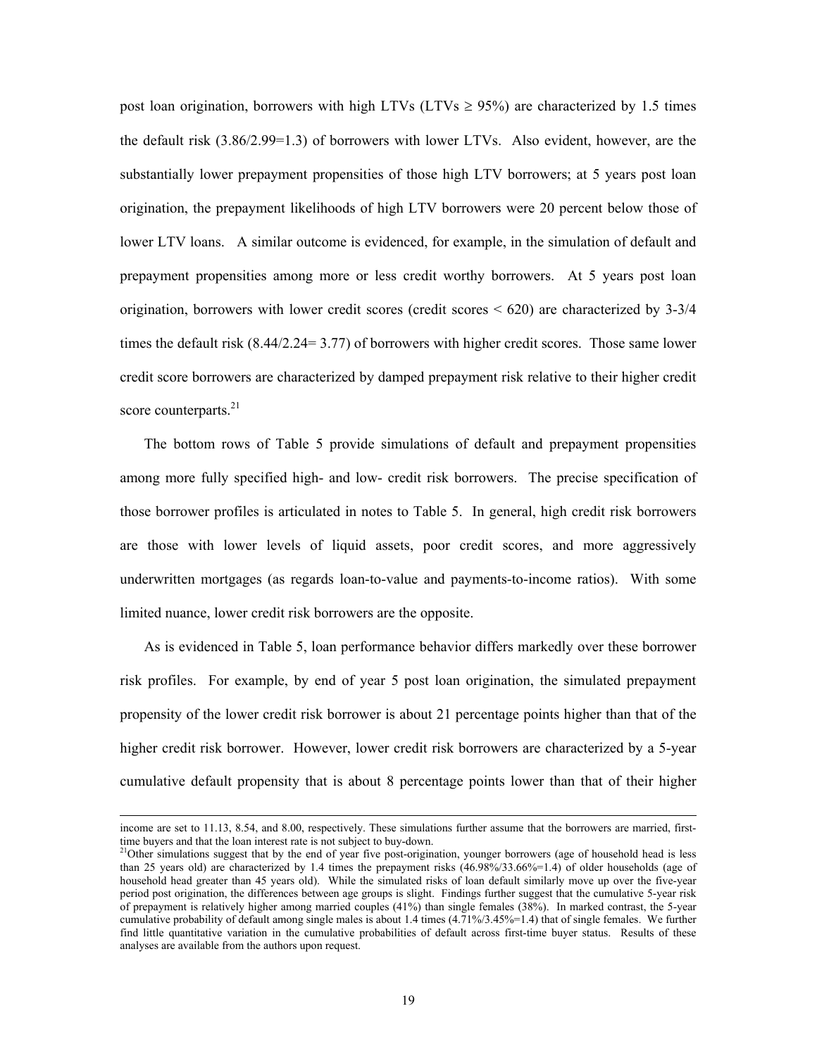post loan origination, borrowers with high LTVs (LTVs ≥ 95%) are characterized by 1.5 times the default risk (3.86/2.99=1.3) of borrowers with lower LTVs. Also evident, however, are the substantially lower prepayment propensities of those high LTV borrowers; at 5 years post loan origination, the prepayment likelihoods of high LTV borrowers were 20 percent below those of lower LTV loans. A similar outcome is evidenced, for example, in the simulation of default and prepayment propensities among more or less credit worthy borrowers. At 5 years post loan origination, borrowers with lower credit scores (credit scores < 620) are characterized by 3-3/4 times the default risk (8.44/2.24= 3.77) of borrowers with higher credit scores. Those same lower credit score borrowers are characterized by damped prepayment risk relative to their higher credit score counterparts.[21]

The bottom rows of Table 5 provide simulations of default and prepayment propensities among more fully specified high- and low- credit risk borrowers. The precise specification of those borrower profiles is articulated in notes to Table 5. In general, high credit risk borrowers are those with lower levels of liquid assets, poor credit scores, and more aggressively underwritten mortgages (as regards loan-to-value and payments-to-income ratios). With some limited nuance, lower credit risk borrowers are the opposite.

As is evidenced in Table 5, loan performance behavior differs markedly over these borrower risk profiles. For example, by end of year 5 post loan origination, the simulated prepayment propensity of the lower credit risk borrower is about 21 percentage points higher than that of the higher credit risk borrower. However, lower credit risk borrowers are characterized by a 5-year cumulative default propensity that is about 8 percentage points lower than that of their higher

---

income are set to 11.13, 8.54, and 8.00, respectively. These simulations further assume that the borrowers are married, first-time buyers and that the loan interest rate is not subject to buy-down.

[21]Other simulations suggest that by the end of year five post-origination, younger borrowers (age of household head is less than 25 years old) are characterized by 1.4 times the prepayment risks (46.98%/33.66%=1.4) of older households (age of household head greater than 45 years old). While the simulated risks of loan default similarly move up over the five-year period post origination, the differences between age groups is slight. Findings further suggest that the cumulative 5-year risk of prepayment is relatively higher among married couples (41%) than single females (38%). In marked contrast, the 5-year cumulative probability of default among single males is about 1.4 times (4.71%/3.45%=1.4) that of single females. We further find little quantitative variation in the cumulative probabilities of default across first-time buyer status. Results of these analyses are available from the authors upon request.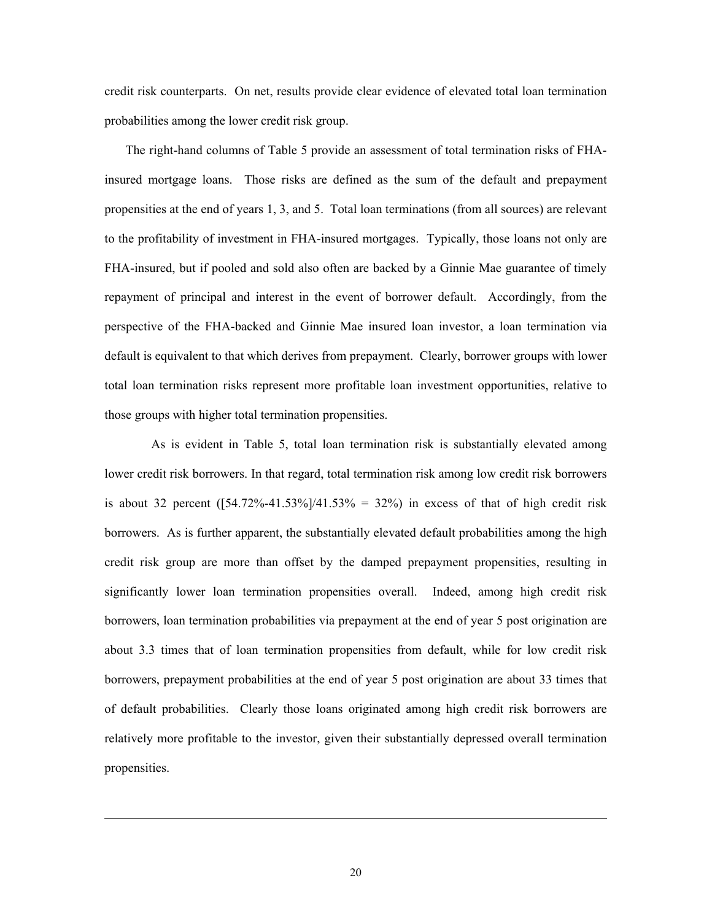credit risk counterparts. On net, results provide clear evidence of elevated total loan termination probabilities among the lower credit risk group.

The right-hand columns of Table 5 provide an assessment of total termination risks of FHA-insured mortgage loans. Those risks are defined as the sum of the default and prepayment propensities at the end of years 1, 3, and 5. Total loan terminations (from all sources) are relevant to the profitability of investment in FHA-insured mortgages. Typically, those loans not only are FHA-insured, but if pooled and sold also often are backed by a Ginnie Mae guarantee of timely repayment of principal and interest in the event of borrower default. Accordingly, from the perspective of the FHA-backed and Ginnie Mae insured loan investor, a loan termination via default is equivalent to that which derives from prepayment. Clearly, borrower groups with lower total loan termination risks represent more profitable loan investment opportunities, relative to those groups with higher total termination propensities.

As is evident in Table 5, total loan termination risk is substantially elevated among lower credit risk borrowers. In that regard, total termination risk among low credit risk borrowers is about 32 percent ([54.72%-41.53%]/41.53% = 32%) in excess of that of high credit risk borrowers. As is further apparent, the substantially elevated default probabilities among the high credit risk group are more than offset by the damped prepayment propensities, resulting in significantly lower loan termination propensities overall. Indeed, among high credit risk borrowers, loan termination probabilities via prepayment at the end of year 5 post origination are about 3.3 times that of loan termination propensities from default, while for low credit risk borrowers, prepayment probabilities at the end of year 5 post origination are about 33 times that of default probabilities. Clearly those loans originated among high credit risk borrowers are relatively more profitable to the investor, given their substantially depressed overall termination propensities.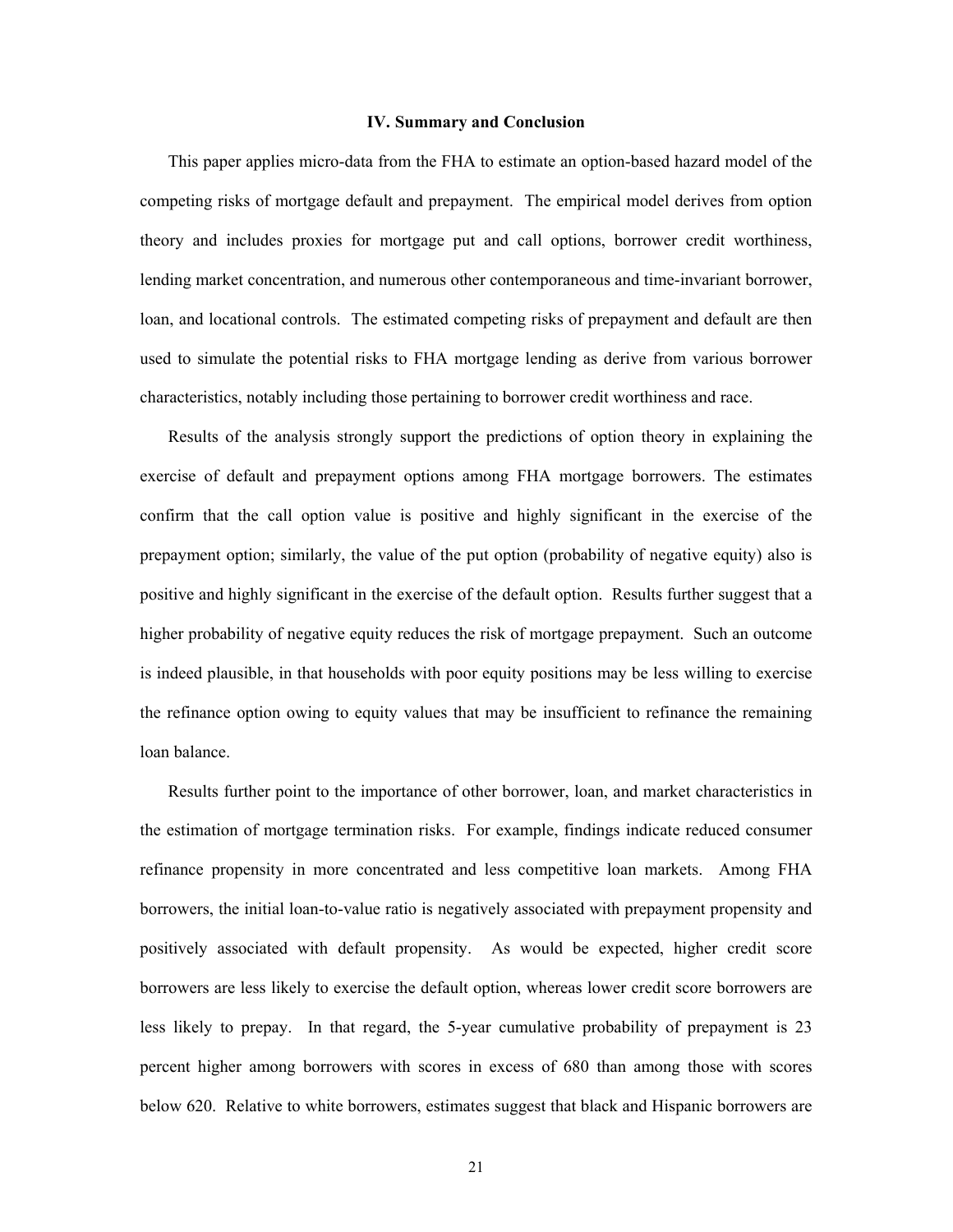## IV. Summary and Conclusion

This paper applies micro-data from the FHA to estimate an option-based hazard model of the competing risks of mortgage default and prepayment. The empirical model derives from option theory and includes proxies for mortgage put and call options, borrower credit worthiness, lending market concentration, and numerous other contemporaneous and time-invariant borrower, loan, and locational controls. The estimated competing risks of prepayment and default are then used to simulate the potential risks to FHA mortgage lending as derive from various borrower characteristics, notably including those pertaining to borrower credit worthiness and race.

Results of the analysis strongly support the predictions of option theory in explaining the exercise of default and prepayment options among FHA mortgage borrowers. The estimates confirm that the call option value is positive and highly significant in the exercise of the prepayment option; similarly, the value of the put option (probability of negative equity) also is positive and highly significant in the exercise of the default option. Results further suggest that a higher probability of negative equity reduces the risk of mortgage prepayment. Such an outcome is indeed plausible, in that households with poor equity positions may be less willing to exercise the refinance option owing to equity values that may be insufficient to refinance the remaining loan balance.

Results further point to the importance of other borrower, loan, and market characteristics in the estimation of mortgage termination risks. For example, findings indicate reduced consumer refinance propensity in more concentrated and less competitive loan markets. Among FHA borrowers, the initial loan-to-value ratio is negatively associated with prepayment propensity and positively associated with default propensity. As would be expected, higher credit score borrowers are less likely to exercise the default option, whereas lower credit score borrowers are less likely to prepay. In that regard, the 5-year cumulative probability of prepayment is 23 percent higher among borrowers with scores in excess of 680 than among those with scores below 620. Relative to white borrowers, estimates suggest that black and Hispanic borrowers are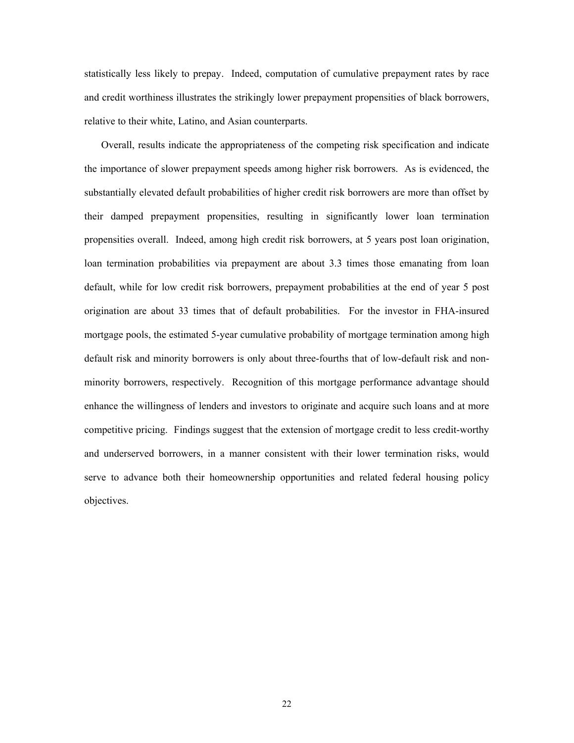statistically less likely to prepay. Indeed, computation of cumulative prepayment rates by race and credit worthiness illustrates the strikingly lower prepayment propensities of black borrowers, relative to their white, Latino, and Asian counterparts.

Overall, results indicate the appropriateness of the competing risk specification and indicate the importance of slower prepayment speeds among higher risk borrowers. As is evidenced, the substantially elevated default probabilities of higher credit risk borrowers are more than offset by their damped prepayment propensities, resulting in significantly lower loan termination propensities overall. Indeed, among high credit risk borrowers, at 5 years post loan origination, loan termination probabilities via prepayment are about 3.3 times those emanating from loan default, while for low credit risk borrowers, prepayment probabilities at the end of year 5 post origination are about 33 times that of default probabilities. For the investor in FHA-insured mortgage pools, the estimated 5-year cumulative probability of mortgage termination among high default risk and minority borrowers is only about three-fourths that of low-default risk and non-minority borrowers, respectively. Recognition of this mortgage performance advantage should enhance the willingness of lenders and investors to originate and acquire such loans and at more competitive pricing. Findings suggest that the extension of mortgage credit to less credit-worthy and underserved borrowers, in a manner consistent with their lower termination risks, would serve to advance both their homeownership opportunities and related federal housing policy objectives.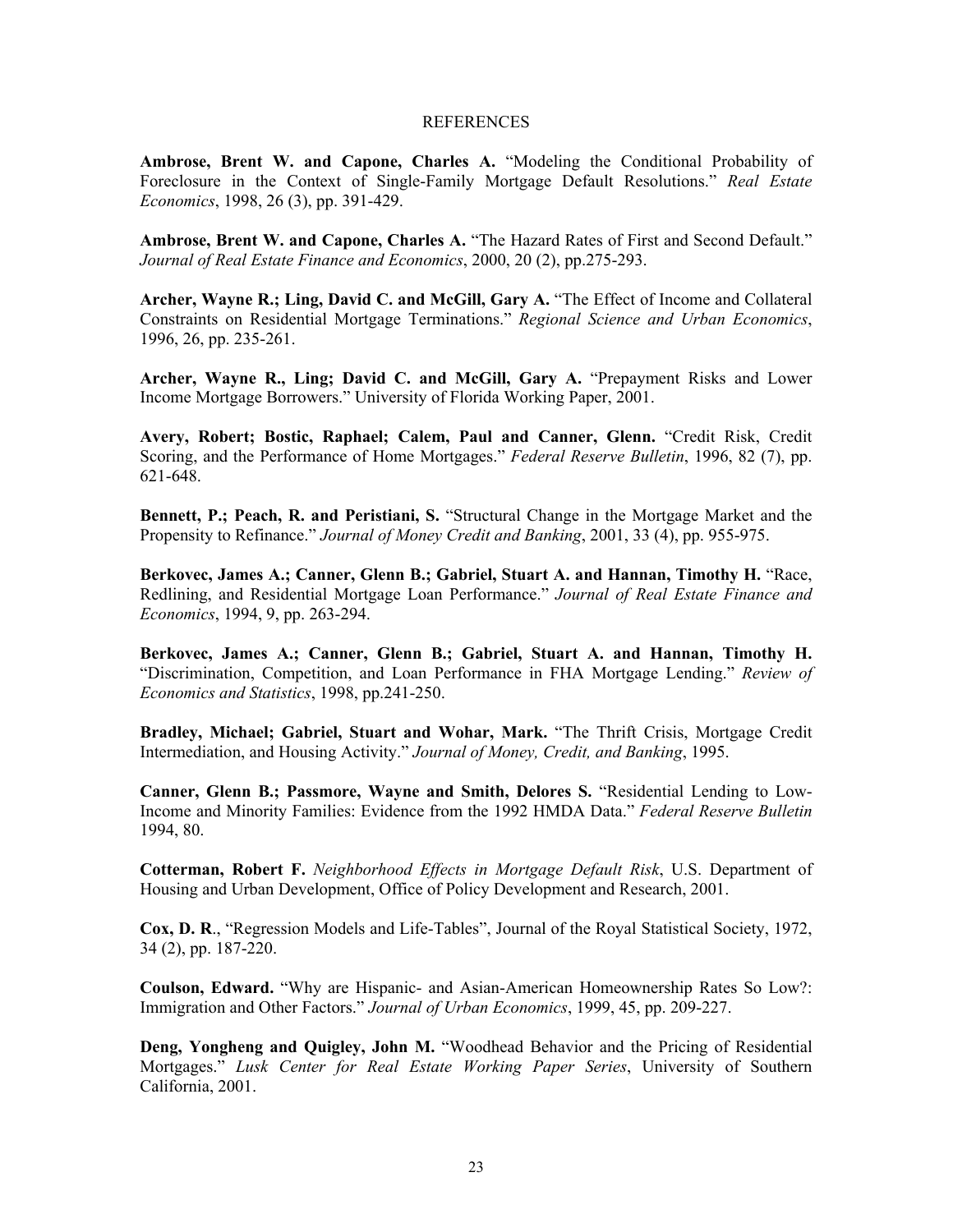# REFERENCES

**Ambrose, Brent W. and Capone, Charles A.** "Modeling the Conditional Probability of Foreclosure in the Context of Single-Family Mortgage Default Resolutions." *Real Estate Economics*, 1998, 26 (3), pp. 391-429.

**Ambrose, Brent W. and Capone, Charles A.** "The Hazard Rates of First and Second Default." *Journal of Real Estate Finance and Economics*, 2000, 20 (2), pp.275-293.

**Archer, Wayne R.; Ling, David C. and McGill, Gary A.** "The Effect of Income and Collateral Constraints on Residential Mortgage Terminations." *Regional Science and Urban Economics*, 1996, 26, pp. 235-261.

**Archer, Wayne R., Ling; David C. and McGill, Gary A.** "Prepayment Risks and Lower Income Mortgage Borrowers." University of Florida Working Paper, 2001.

**Avery, Robert; Bostic, Raphael; Calem, Paul and Canner, Glenn.** "Credit Risk, Credit Scoring, and the Performance of Home Mortgages." *Federal Reserve Bulletin*, 1996, 82 (7), pp. 621-648.

**Bennett, P.; Peach, R. and Peristiani, S.** "Structural Change in the Mortgage Market and the Propensity to Refinance." *Journal of Money Credit and Banking*, 2001, 33 (4), pp. 955-975.

**Berkovec, James A.; Canner, Glenn B.; Gabriel, Stuart A. and Hannan, Timothy H.** "Race, Redlining, and Residential Mortgage Loan Performance." *Journal of Real Estate Finance and Economics*, 1994, 9, pp. 263-294.

**Berkovec, James A.; Canner, Glenn B.; Gabriel, Stuart A. and Hannan, Timothy H.** "Discrimination, Competition, and Loan Performance in FHA Mortgage Lending." *Review of Economics and Statistics*, 1998, pp.241-250.

**Bradley, Michael; Gabriel, Stuart and Wohar, Mark.** "The Thrift Crisis, Mortgage Credit Intermediation, and Housing Activity." *Journal of Money, Credit, and Banking*, 1995.

**Canner, Glenn B.; Passmore, Wayne and Smith, Delores S.** "Residential Lending to Low-Income and Minority Families: Evidence from the 1992 HMDA Data." *Federal Reserve Bulletin* 1994, 80.

**Cotterman, Robert F.** *Neighborhood Effects in Mortgage Default Risk*, U.S. Department of Housing and Urban Development, Office of Policy Development and Research, 2001.

**Cox, D. R**., "Regression Models and Life-Tables", Journal of the Royal Statistical Society, 1972, 34 (2), pp. 187-220.

**Coulson, Edward.** "Why are Hispanic- and Asian-American Homeownership Rates So Low?: Immigration and Other Factors." *Journal of Urban Economics*, 1999, 45, pp. 209-227.

**Deng, Yongheng and Quigley, John M.** "Woodhead Behavior and the Pricing of Residential Mortgages." *Lusk Center for Real Estate Working Paper Series*, University of Southern California, 2001.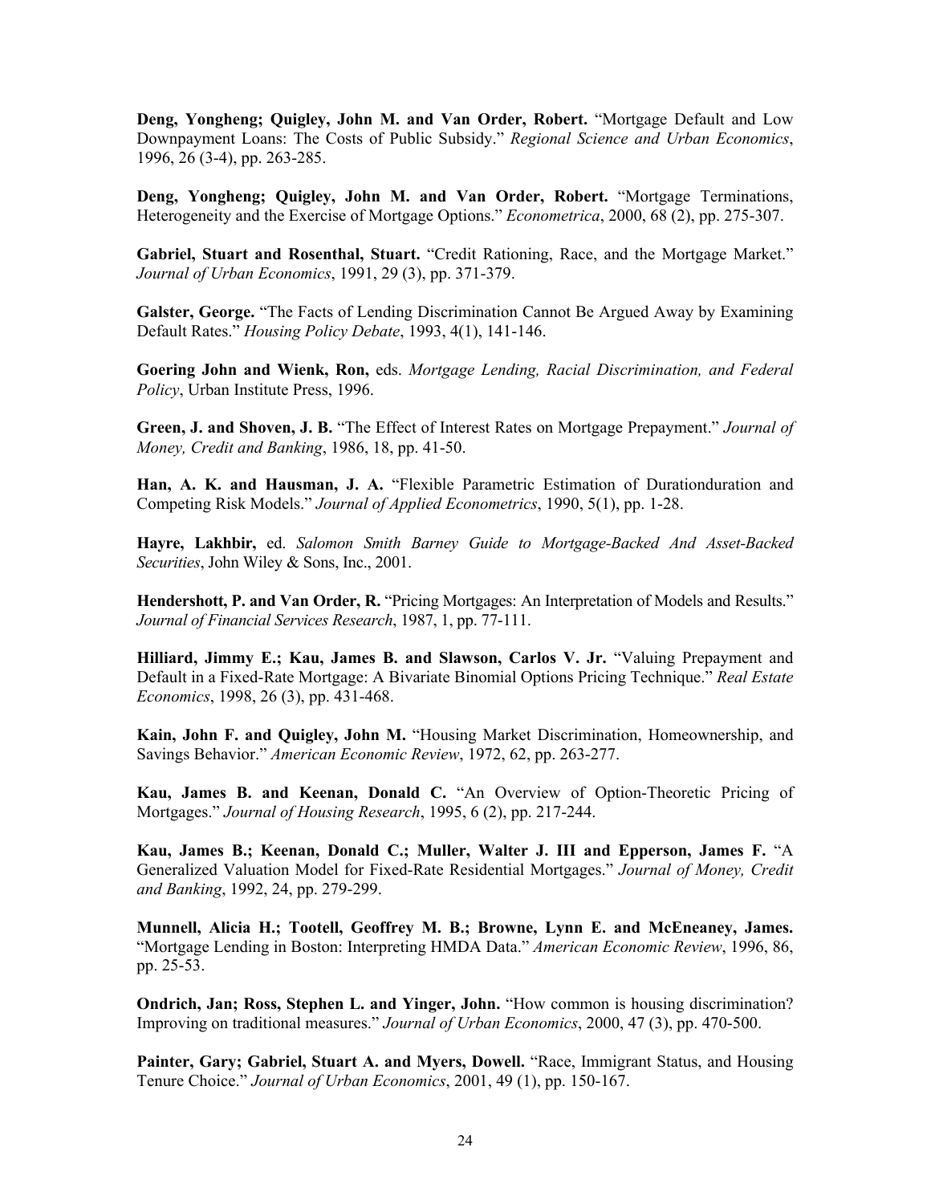**Deng, Yongheng; Quigley, John M. and Van Order, Robert.** "Mortgage Default and Low Downpayment Loans: The Costs of Public Subsidy." *Regional Science and Urban Economics*, 1996, 26 (3-4), pp. 263-285.

**Deng, Yongheng; Quigley, John M. and Van Order, Robert.** "Mortgage Terminations, Heterogeneity and the Exercise of Mortgage Options." *Econometrica*, 2000, 68 (2), pp. 275-307.

**Gabriel, Stuart and Rosenthal, Stuart.** "Credit Rationing, Race, and the Mortgage Market." *Journal of Urban Economics*, 1991, 29 (3), pp. 371-379.

**Galster, George.** "The Facts of Lending Discrimination Cannot Be Argued Away by Examining Default Rates." *Housing Policy Debate*, 1993, 4(1), 141-146.

**Goering John and Wienk, Ron,** eds. *Mortgage Lending, Racial Discrimination, and Federal Policy*, Urban Institute Press, 1996.

**Green, J. and Shoven, J. B.** "The Effect of Interest Rates on Mortgage Prepayment." *Journal of Money, Credit and Banking*, 1986, 18, pp. 41-50.

**Han, A. K. and Hausman, J. A.** "Flexible Parametric Estimation of Durationduration and Competing Risk Models." *Journal of Applied Econometrics*, 1990, 5(1), pp. 1-28.

**Hayre, Lakhbir,** ed. *Salomon Smith Barney Guide to Mortgage-Backed And Asset-Backed Securities*, John Wiley & Sons, Inc., 2001.

**Hendershott, P. and Van Order, R.** "Pricing Mortgages: An Interpretation of Models and Results." *Journal of Financial Services Research*, 1987, 1, pp. 77-111.

**Hilliard, Jimmy E.; Kau, James B. and Slawson, Carlos V. Jr.** "Valuing Prepayment and Default in a Fixed-Rate Mortgage: A Bivariate Binomial Options Pricing Technique." *Real Estate Economics*, 1998, 26 (3), pp. 431-468.

**Kain, John F. and Quigley, John M.** "Housing Market Discrimination, Homeownership, and Savings Behavior." *American Economic Review*, 1972, 62, pp. 263-277.

**Kau, James B. and Keenan, Donald C.** "An Overview of Option-Theoretic Pricing of Mortgages." *Journal of Housing Research*, 1995, 6 (2), pp. 217-244.

**Kau, James B.; Keenan, Donald C.; Muller, Walter J. III and Epperson, James F.** "A Generalized Valuation Model for Fixed-Rate Residential Mortgages." *Journal of Money, Credit and Banking*, 1992, 24, pp. 279-299.

**Munnell, Alicia H.; Tootell, Geoffrey M. B.; Browne, Lynn E. and McEneaney, James.** "Mortgage Lending in Boston: Interpreting HMDA Data." *American Economic Review*, 1996, 86, pp. 25-53.

**Ondrich, Jan; Ross, Stephen L. and Yinger, John.** "How common is housing discrimination? Improving on traditional measures." *Journal of Urban Economics*, 2000, 47 (3), pp. 470-500.

**Painter, Gary; Gabriel, Stuart A. and Myers, Dowell.** "Race, Immigrant Status, and Housing Tenure Choice." *Journal of Urban Economics*, 2001, 49 (1), pp. 150-167.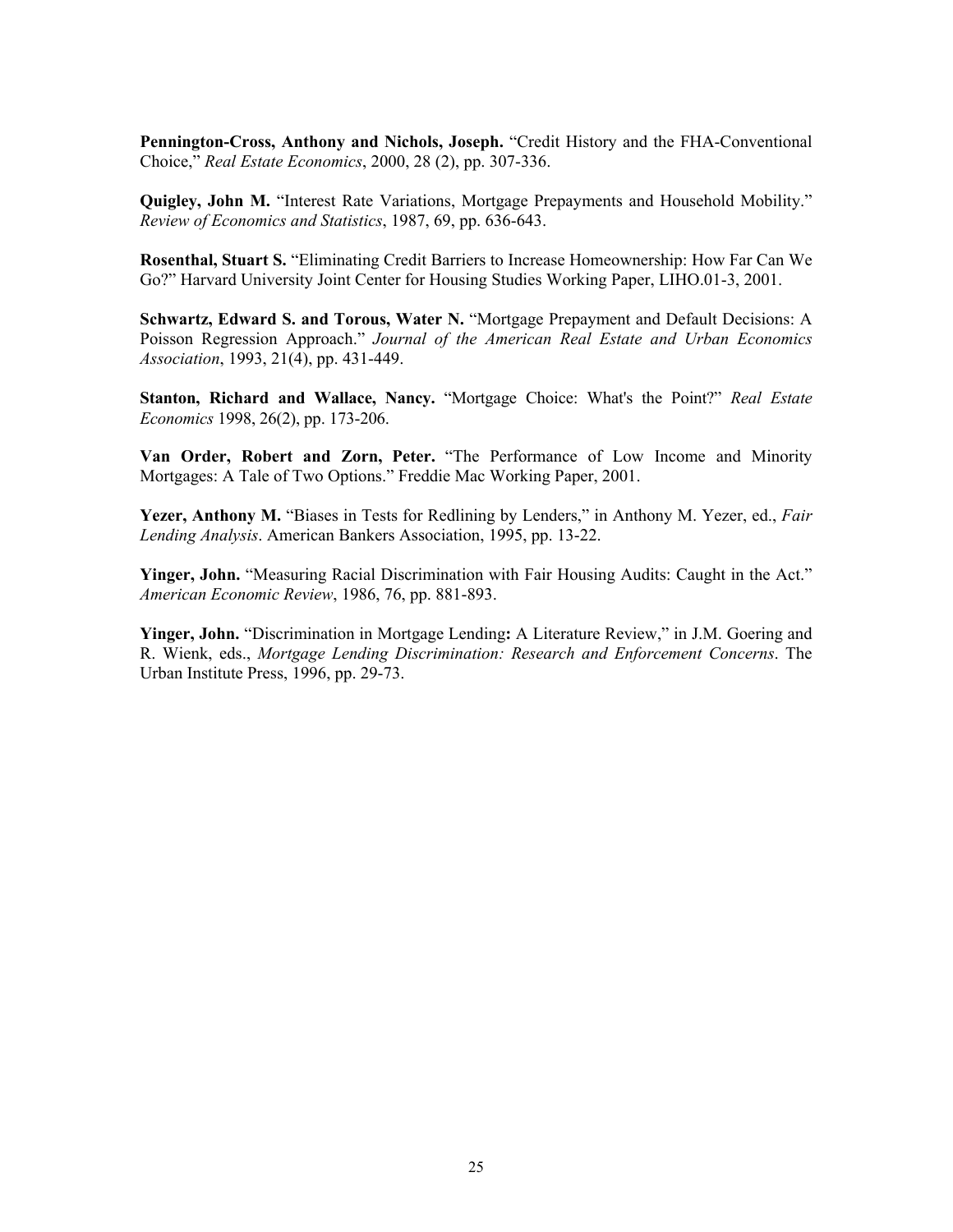**Pennington-Cross, Anthony and Nichols, Joseph.** "Credit History and the FHA-Conventional Choice," *Real Estate Economics*, 2000, 28 (2), pp. 307-336.

**Quigley, John M.** "Interest Rate Variations, Mortgage Prepayments and Household Mobility." *Review of Economics and Statistics*, 1987, 69, pp. 636-643.

**Rosenthal, Stuart S.** "Eliminating Credit Barriers to Increase Homeownership: How Far Can We Go?" Harvard University Joint Center for Housing Studies Working Paper, LIHO.01-3, 2001.

**Schwartz, Edward S. and Torous, Water N.** "Mortgage Prepayment and Default Decisions: A Poisson Regression Approach." *Journal of the American Real Estate and Urban Economics Association*, 1993, 21(4), pp. 431-449.

**Stanton, Richard and Wallace, Nancy.** "Mortgage Choice: What's the Point?" *Real Estate Economics* 1998, 26(2), pp. 173-206.

**Van Order, Robert and Zorn, Peter.** "The Performance of Low Income and Minority Mortgages: A Tale of Two Options." Freddie Mac Working Paper, 2001.

**Yezer, Anthony M.** "Biases in Tests for Redlining by Lenders," in Anthony M. Yezer, ed., *Fair Lending Analysis*. American Bankers Association, 1995, pp. 13-22.

**Yinger, John.** "Measuring Racial Discrimination with Fair Housing Audits: Caught in the Act." *American Economic Review*, 1986, 76, pp. 881-893.

**Yinger, John.** "Discrimination in Mortgage Lending**:** A Literature Review," in J.M. Goering and R. Wienk, eds., *Mortgage Lending Discrimination: Research and Enforcement Concerns*. The Urban Institute Press, 1996, pp. 29-73.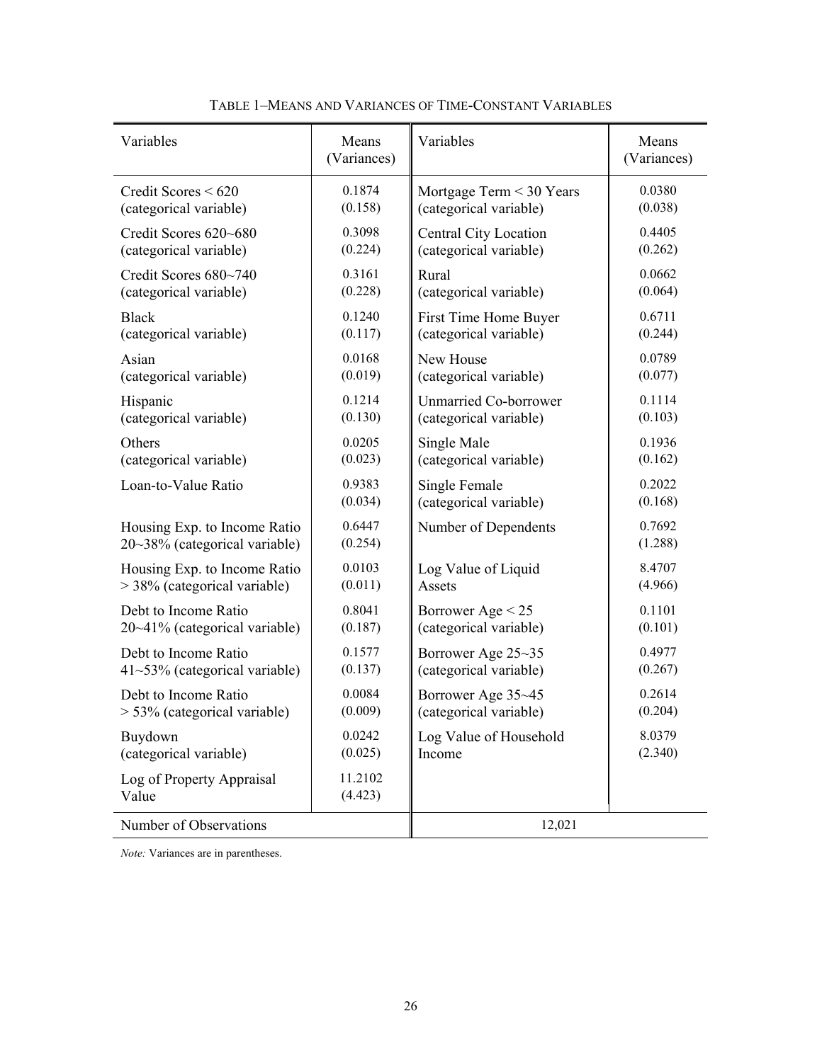TABLE 1–MEANS AND VARIANCES OF TIME-CONSTANT VARIABLES

| Variables | Means (Variances) | Variables | Means (Variances) |
|---|---|---|---|
| Credit Scores < 620 (categorical variable) | 0.1874 (0.158) | Mortgage Term < 30 Years (categorical variable) | 0.0380 (0.038) |
| Credit Scores 620~680 (categorical variable) | 0.3098 (0.224) | Central City Location (categorical variable) | 0.4405 (0.262) |
| Credit Scores 680~740 (categorical variable) | 0.3161 (0.228) | Rural (categorical variable) | 0.0662 (0.064) |
| Black (categorical variable) | 0.1240 (0.117) | First Time Home Buyer (categorical variable) | 0.6711 (0.244) |
| Asian (categorical variable) | 0.0168 (0.019) | New House (categorical variable) | 0.0789 (0.077) |
| Hispanic (categorical variable) | 0.1214 (0.130) | Unmarried Co-borrower (categorical variable) | 0.1114 (0.103) |
| Others (categorical variable) | 0.0205 (0.023) | Single Male (categorical variable) | 0.1936 (0.162) |
| Loan-to-Value Ratio | 0.9383 (0.034) | Single Female (categorical variable) | 0.2022 (0.168) |
| Housing Exp. to Income Ratio 20~38% (categorical variable) | 0.6447 (0.254) | Number of Dependents | 0.7692 (1.288) |
| Housing Exp. to Income Ratio > 38% (categorical variable) | 0.0103 (0.011) | Log Value of Liquid Assets | 8.4707 (4.966) |
| Debt to Income Ratio 20~41% (categorical variable) | 0.8041 (0.187) | Borrower Age < 25 (categorical variable) | 0.1101 (0.101) |
| Debt to Income Ratio 41~53% (categorical variable) | 0.1577 (0.137) | Borrower Age 25~35 (categorical variable) | 0.4977 (0.267) |
| Debt to Income Ratio > 53% (categorical variable) | 0.0084 (0.009) | Borrower Age 35~45 (categorical variable) | 0.2614 (0.204) |
| Buydown (categorical variable) | 0.0242 (0.025) | Log Value of Household Income | 8.0379 (2.340) |
| Log of Property Appraisal Value | 11.2102 (4.423) | | |
| Number of Observations | | 12,021 | |

*Note:* Variances are in parentheses.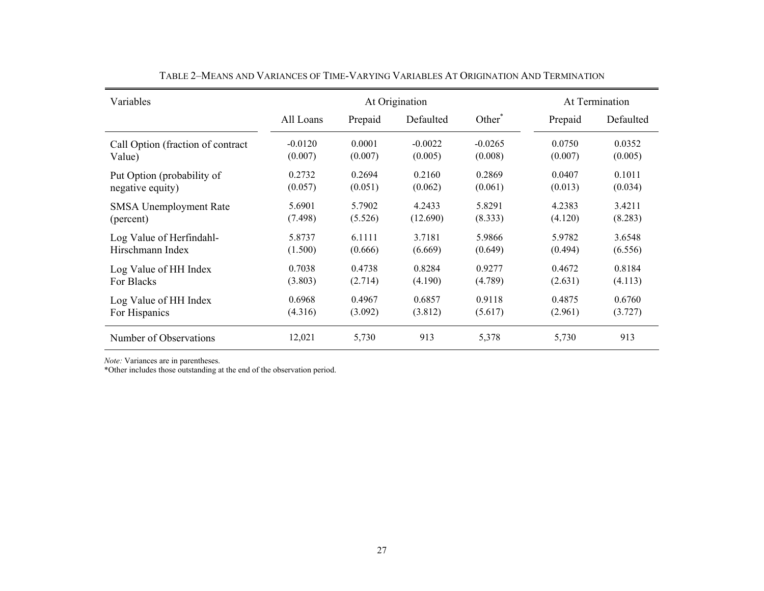TABLE 2–MEANS AND VARIANCES OF TIME-VARYING VARIABLES AT ORIGINATION AND TERMINATION

| Variables | At Origination | | | | At Termination | |
|---|---|---|---|---|---|---|
| | All Loans | Prepaid | Defaulted | Other* | Prepaid | Defaulted |
| Call Option (fraction of contract Value) | -0.0120 (0.007) | 0.0001 (0.007) | -0.0022 (0.005) | -0.0265 (0.008) | 0.0750 (0.007) | 0.0352 (0.005) |
| Put Option (probability of negative equity) | 0.2732 (0.057) | 0.2694 (0.051) | 0.2160 (0.062) | 0.2869 (0.061) | 0.0407 (0.013) | 0.1011 (0.034) |
| SMSA Unemployment Rate (percent) | 5.6901 (7.498) | 5.7902 (5.526) | 4.2433 (12.690) | 5.8291 (8.333) | 4.2383 (4.120) | 3.4211 (8.283) |
| Log Value of Herfindahl-Hirschmann Index | 5.8737 (1.500) | 6.1111 (0.666) | 3.7181 (6.669) | 5.9866 (0.649) | 5.9782 (0.494) | 3.6548 (6.556) |
| Log Value of HH Index For Blacks | 0.7038 (3.803) | 0.4738 (2.714) | 0.8284 (4.190) | 0.9277 (4.789) | 0.4672 (2.631) | 0.8184 (4.113) |
| Log Value of HH Index For Hispanics | 0.6968 (4.316) | 0.4967 (3.092) | 0.6857 (3.812) | 0.9118 (5.617) | 0.4875 (2.961) | 0.6760 (3.727) |
| Number of Observations | 12,021 | 5,730 | 913 | 5,378 | 5,730 | 913 |

*Note:* Variances are in parentheses.
*Other includes those outstanding at the end of the observation period.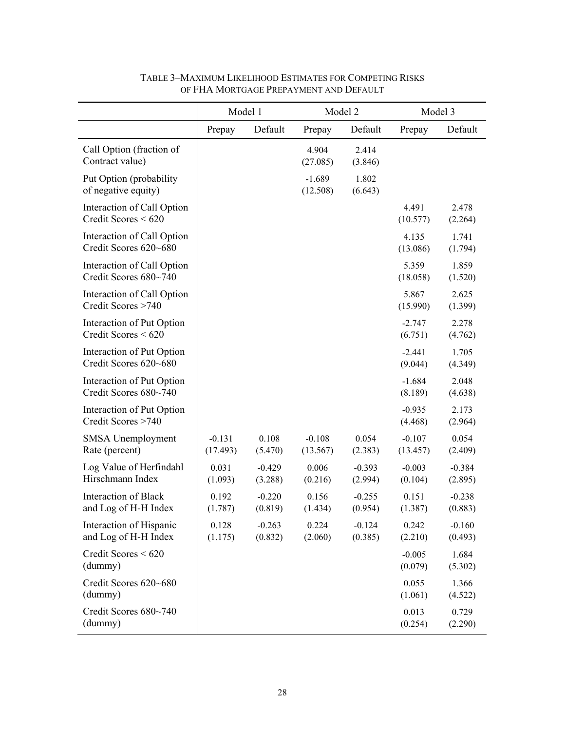TABLE 3–MAXIMUM LIKELIHOOD ESTIMATES FOR COMPETING RISKS OF FHA MORTGAGE PREPAYMENT AND DEFAULT

| | Model 1 | | Model 2 | | Model 3 | |
|---|---|---|---|---|---|---|
| | Prepay | Default | Prepay | Default | Prepay | Default |
| Call Option (fraction of Contract value) | | | 4.904 (27.085) | 2.414 (3.846) | | |
| Put Option (probability of negative equity) | | | -1.689 (12.508) | 1.802 (6.643) | | |
| Interaction of Call Option Credit Scores < 620 | | | | | 4.491 (10.577) | 2.478 (2.264) |
| Interaction of Call Option Credit Scores 620~680 | | | | | 4.135 (13.086) | 1.741 (1.794) |
| Interaction of Call Option Credit Scores 680~740 | | | | | 5.359 (18.058) | 1.859 (1.520) |
| Interaction of Call Option Credit Scores >740 | | | | | 5.867 (15.990) | 2.625 (1.399) |
| Interaction of Put Option Credit Scores < 620 | | | | | -2.747 (6.751) | 2.278 (4.762) |
| Interaction of Put Option Credit Scores 620~680 | | | | | -2.441 (9.044) | 1.705 (4.349) |
| Interaction of Put Option Credit Scores 680~740 | | | | | -1.684 (8.189) | 2.048 (4.638) |
| Interaction of Put Option Credit Scores >740 | | | | | -0.935 (4.468) | 2.173 (2.964) |
| SMSA Unemployment Rate (percent) | -0.131 (17.493) | 0.108 (5.470) | -0.108 (13.567) | 0.054 (2.383) | -0.107 (13.457) | 0.054 (2.409) |
| Log Value of Herfindahl Hirschmann Index | 0.031 (1.093) | -0.429 (3.288) | 0.006 (0.216) | -0.393 (2.994) | -0.003 (0.104) | -0.384 (2.895) |
| Interaction of Black and Log of H-H Index | 0.192 (1.787) | -0.220 (0.819) | 0.156 (1.434) | -0.255 (0.954) | 0.151 (1.387) | -0.238 (0.883) |
| Interaction of Hispanic and Log of H-H Index | 0.128 (1.175) | -0.263 (0.832) | 0.224 (2.060) | -0.124 (0.385) | 0.242 (2.210) | -0.160 (0.493) |
| Credit Scores < 620 (dummy) | | | | | -0.005 (0.079) | 1.684 (5.302) |
| Credit Scores 620~680 (dummy) | | | | | 0.055 (1.061) | 1.366 (4.522) |
| Credit Scores 680~740 (dummy) | | | | | 0.013 (0.254) | 0.729 (2.290) |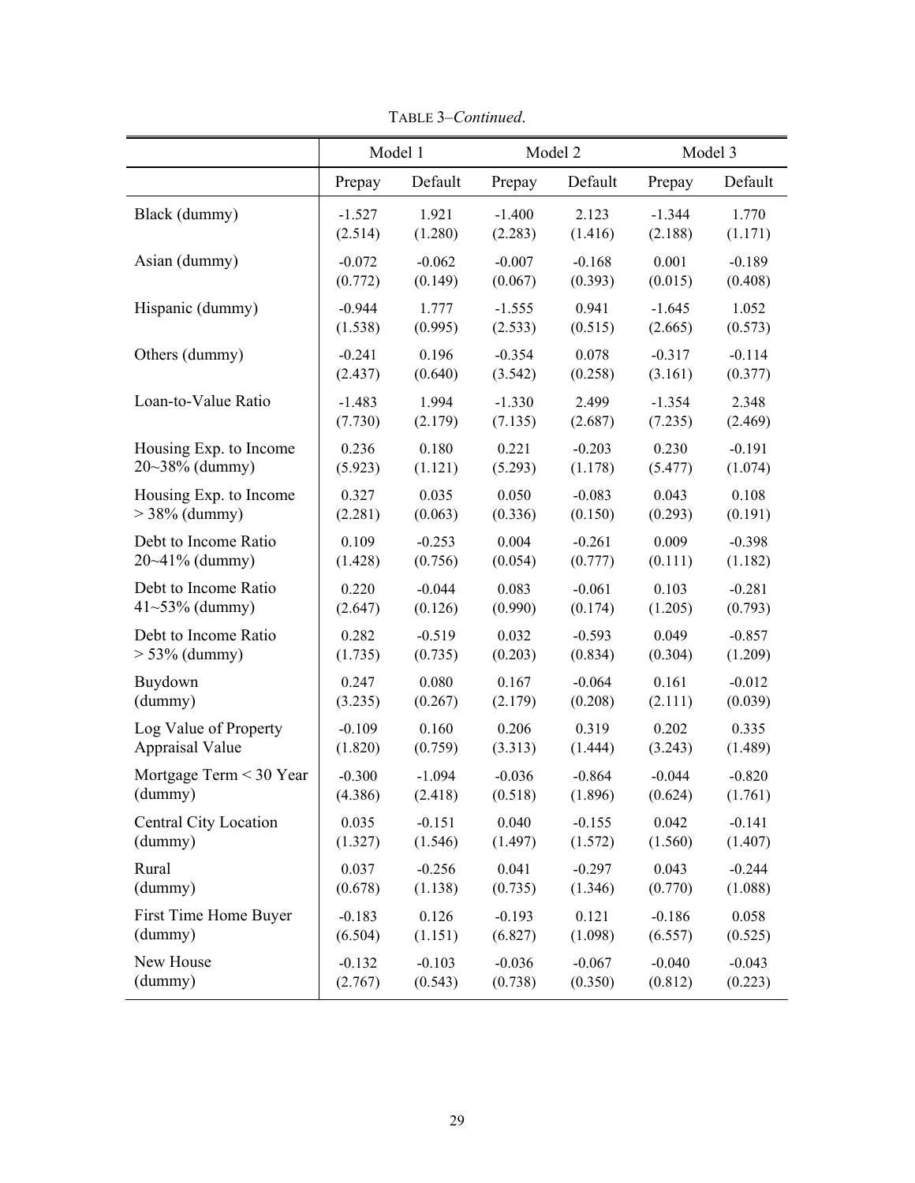TABLE 3–*Continued*.

| | Model 1 | | Model 2 | | Model 3 | |
|---|---|---|---|---|---|---|
| | Prepay | Default | Prepay | Default | Prepay | Default |
| Black (dummy) | -1.527 | 1.921 | -1.400 | 2.123 | -1.344 | 1.770 |
| | (2.514) | (1.280) | (2.283) | (1.416) | (2.188) | (1.171) |
| Asian (dummy) | -0.072 | -0.062 | -0.007 | -0.168 | 0.001 | -0.189 |
| | (0.772) | (0.149) | (0.067) | (0.393) | (0.015) | (0.408) |
| Hispanic (dummy) | -0.944 | 1.777 | -1.555 | 0.941 | -1.645 | 1.052 |
| | (1.538) | (0.995) | (2.533) | (0.515) | (2.665) | (0.573) |
| Others (dummy) | -0.241 | 0.196 | -0.354 | 0.078 | -0.317 | -0.114 |
| | (2.437) | (0.640) | (3.542) | (0.258) | (3.161) | (0.377) |
| Loan-to-Value Ratio | -1.483 | 1.994 | -1.330 | 2.499 | -1.354 | 2.348 |
| | (7.730) | (2.179) | (7.135) | (2.687) | (7.235) | (2.469) |
| Housing Exp. to Income 20~38% (dummy) | 0.236 | 0.180 | 0.221 | -0.203 | 0.230 | -0.191 |
| | (5.923) | (1.121) | (5.293) | (1.178) | (5.477) | (1.074) |
| Housing Exp. to Income > 38% (dummy) | 0.327 | 0.035 | 0.050 | -0.083 | 0.043 | 0.108 |
| | (2.281) | (0.063) | (0.336) | (0.150) | (0.293) | (0.191) |
| Debt to Income Ratio 20~41% (dummy) | 0.109 | -0.253 | 0.004 | -0.261 | 0.009 | -0.398 |
| | (1.428) | (0.756) | (0.054) | (0.777) | (0.111) | (1.182) |
| Debt to Income Ratio 41~53% (dummy) | 0.220 | -0.044 | 0.083 | -0.061 | 0.103 | -0.281 |
| | (2.647) | (0.126) | (0.990) | (0.174) | (1.205) | (0.793) |
| Debt to Income Ratio > 53% (dummy) | 0.282 | -0.519 | 0.032 | -0.593 | 0.049 | -0.857 |
| | (1.735) | (0.735) | (0.203) | (0.834) | (0.304) | (1.209) |
| Buydown (dummy) | 0.247 | 0.080 | 0.167 | -0.064 | 0.161 | -0.012 |
| | (3.235) | (0.267) | (2.179) | (0.208) | (2.111) | (0.039) |
| Log Value of Property Appraisal Value | -0.109 | 0.160 | 0.206 | 0.319 | 0.202 | 0.335 |
| | (1.820) | (0.759) | (3.313) | (1.444) | (3.243) | (1.489) |
| Mortgage Term < 30 Year (dummy) | -0.300 | -1.094 | -0.036 | -0.864 | -0.044 | -0.820 |
| | (4.386) | (2.418) | (0.518) | (1.896) | (0.624) | (1.761) |
| Central City Location (dummy) | 0.035 | -0.151 | 0.040 | -0.155 | 0.042 | -0.141 |
| | (1.327) | (1.546) | (1.497) | (1.572) | (1.560) | (1.407) |
| Rural (dummy) | 0.037 | -0.256 | 0.041 | -0.297 | 0.043 | -0.244 |
| | (0.678) | (1.138) | (0.735) | (1.346) | (0.770) | (1.088) |
| First Time Home Buyer (dummy) | -0.183 | 0.126 | -0.193 | 0.121 | -0.186 | 0.058 |
| | (6.504) | (1.151) | (6.827) | (1.098) | (6.557) | (0.525) |
| New House (dummy) | -0.132 | -0.103 | -0.036 | -0.067 | -0.040 | -0.043 |
| | (2.767) | (0.543) | (0.738) | (0.350) | (0.812) | (0.223) |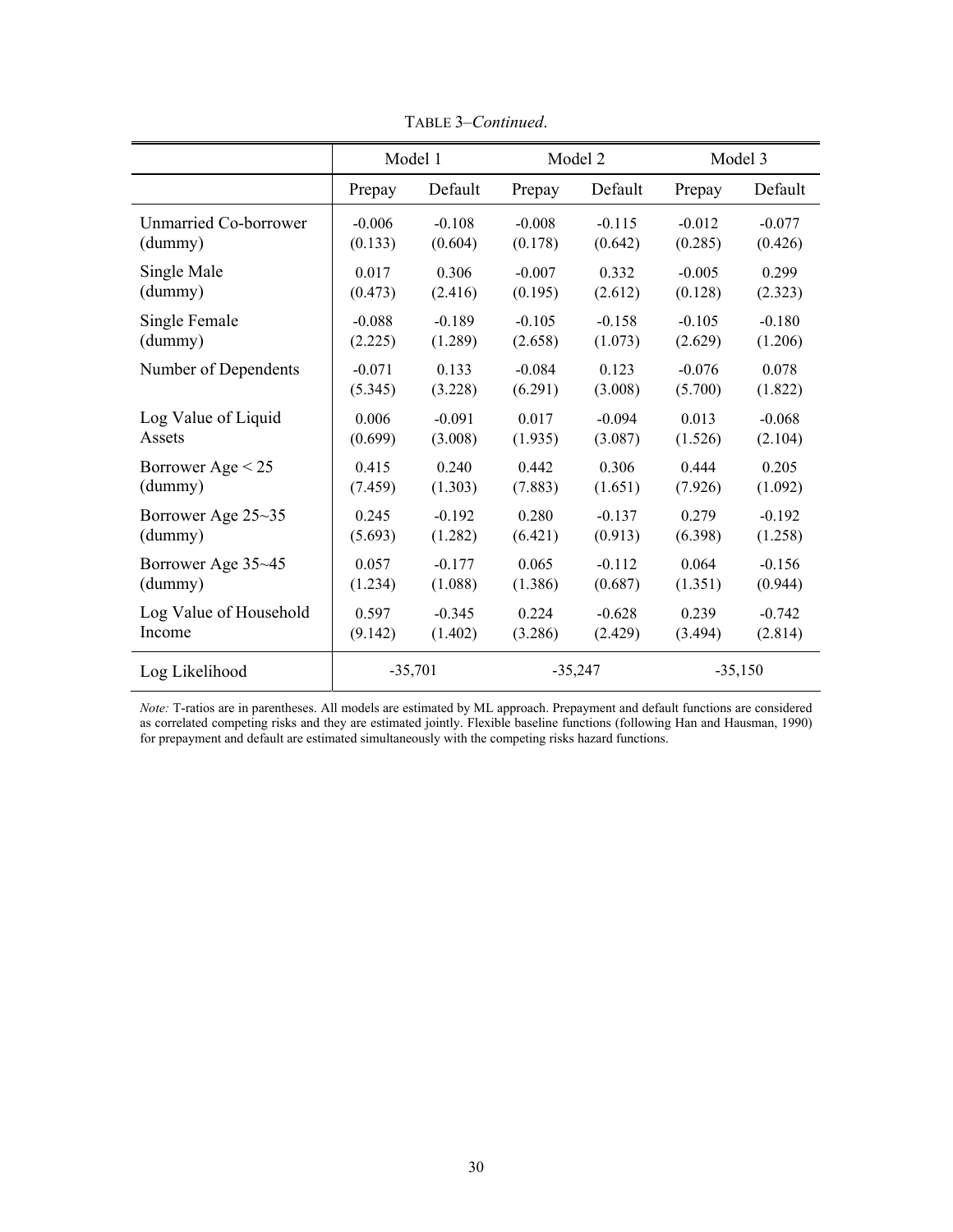TABLE 3–*Continued*.

| | Model 1 | | Model 2 | | Model 3 | |
|---|---|---|---|---|---|---|
| | Prepay | Default | Prepay | Default | Prepay | Default |
| Unmarried Co-borrower (dummy) | -0.006 (0.133) | -0.108 (0.604) | -0.008 (0.178) | -0.115 (0.642) | -0.012 (0.285) | -0.077 (0.426) |
| Single Male (dummy) | 0.017 (0.473) | 0.306 (2.416) | -0.007 (0.195) | 0.332 (2.612) | -0.005 (0.128) | 0.299 (2.323) |
| Single Female (dummy) | -0.088 (2.225) | -0.189 (1.289) | -0.105 (2.658) | -0.158 (1.073) | -0.105 (2.629) | -0.180 (1.206) |
| Number of Dependents | -0.071 (5.345) | 0.133 (3.228) | -0.084 (6.291) | 0.123 (3.008) | -0.076 (5.700) | 0.078 (1.822) |
| Log Value of Liquid Assets | 0.006 (0.699) | -0.091 (3.008) | 0.017 (1.935) | -0.094 (3.087) | 0.013 (1.526) | -0.068 (2.104) |
| Borrower Age < 25 (dummy) | 0.415 (7.459) | 0.240 (1.303) | 0.442 (7.883) | 0.306 (1.651) | 0.444 (7.926) | 0.205 (1.092) |
| Borrower Age 25~35 (dummy) | 0.245 (5.693) | -0.192 (1.282) | 0.280 (6.421) | -0.137 (0.913) | 0.279 (6.398) | -0.192 (1.258) |
| Borrower Age 35~45 (dummy) | 0.057 (1.234) | -0.177 (1.088) | 0.065 (1.386) | -0.112 (0.687) | 0.064 (1.351) | -0.156 (0.944) |
| Log Value of Household Income | 0.597 (9.142) | -0.345 (1.402) | 0.224 (3.286) | -0.628 (2.429) | 0.239 (3.494) | -0.742 (2.814) |
| Log Likelihood | -35,701 | | -35,247 | | -35,150 | |

*Note:* T-ratios are in parentheses. All models are estimated by ML approach. Prepayment and default functions are considered as correlated competing risks and they are estimated jointly. Flexible baseline functions (following Han and Hausman, 1990) for prepayment and default are estimated simultaneously with the competing risks hazard functions.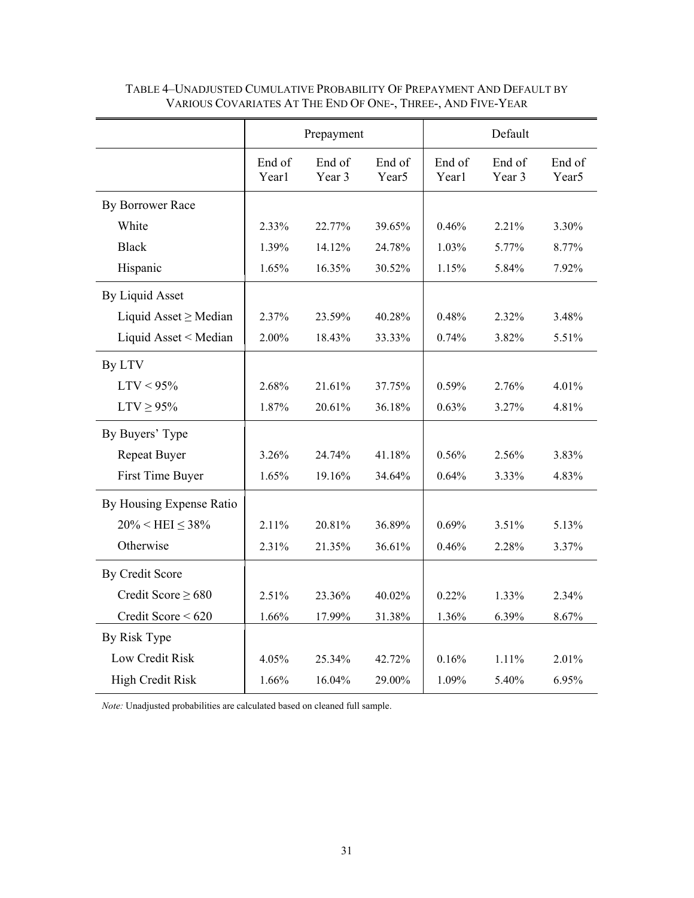TABLE 4–UNADJUSTED CUMULATIVE PROBABILITY OF PREPAYMENT AND DEFAULT BY VARIOUS COVARIATES AT THE END OF ONE-, THREE-, AND FIVE-YEAR

| | Prepayment | | | Default | | |
|---|---|---|---|---|---|---|
| | End of Year1 | End of Year 3 | End of Year5 | End of Year1 | End of Year 3 | End of Year5 |
| By Borrower Race | | | | | | |
| White | 2.33% | 22.77% | 39.65% | 0.46% | 2.21% | 3.30% |
| Black | 1.39% | 14.12% | 24.78% | 1.03% | 5.77% | 8.77% |
| Hispanic | 1.65% | 16.35% | 30.52% | 1.15% | 5.84% | 7.92% |
| By Liquid Asset | | | | | | |
| Liquid Asset ≥ Median | 2.37% | 23.59% | 40.28% | 0.48% | 2.32% | 3.48% |
| Liquid Asset < Median | 2.00% | 18.43% | 33.33% | 0.74% | 3.82% | 5.51% |
| By LTV | | | | | | |
| LTV < 95% | 2.68% | 21.61% | 37.75% | 0.59% | 2.76% | 4.01% |
| LTV ≥ 95% | 1.87% | 20.61% | 36.18% | 0.63% | 3.27% | 4.81% |
| By Buyers' Type | | | | | | |
| Repeat Buyer | 3.26% | 24.74% | 41.18% | 0.56% | 2.56% | 3.83% |
| First Time Buyer | 1.65% | 19.16% | 34.64% | 0.64% | 3.33% | 4.83% |
| By Housing Expense Ratio | | | | | | |
| 20% < HEI ≤ 38% | 2.11% | 20.81% | 36.89% | 0.69% | 3.51% | 5.13% |
| Otherwise | 2.31% | 21.35% | 36.61% | 0.46% | 2.28% | 3.37% |
| By Credit Score | | | | | | |
| Credit Score ≥ 680 | 2.51% | 23.36% | 40.02% | 0.22% | 1.33% | 2.34% |
| Credit Score < 620 | 1.66% | 17.99% | 31.38% | 1.36% | 6.39% | 8.67% |
| By Risk Type | | | | | | |
| Low Credit Risk | 4.05% | 25.34% | 42.72% | 0.16% | 1.11% | 2.01% |
| High Credit Risk | 1.66% | 16.04% | 29.00% | 1.09% | 5.40% | 6.95% |

*Note:* Unadjusted probabilities are calculated based on cleaned full sample.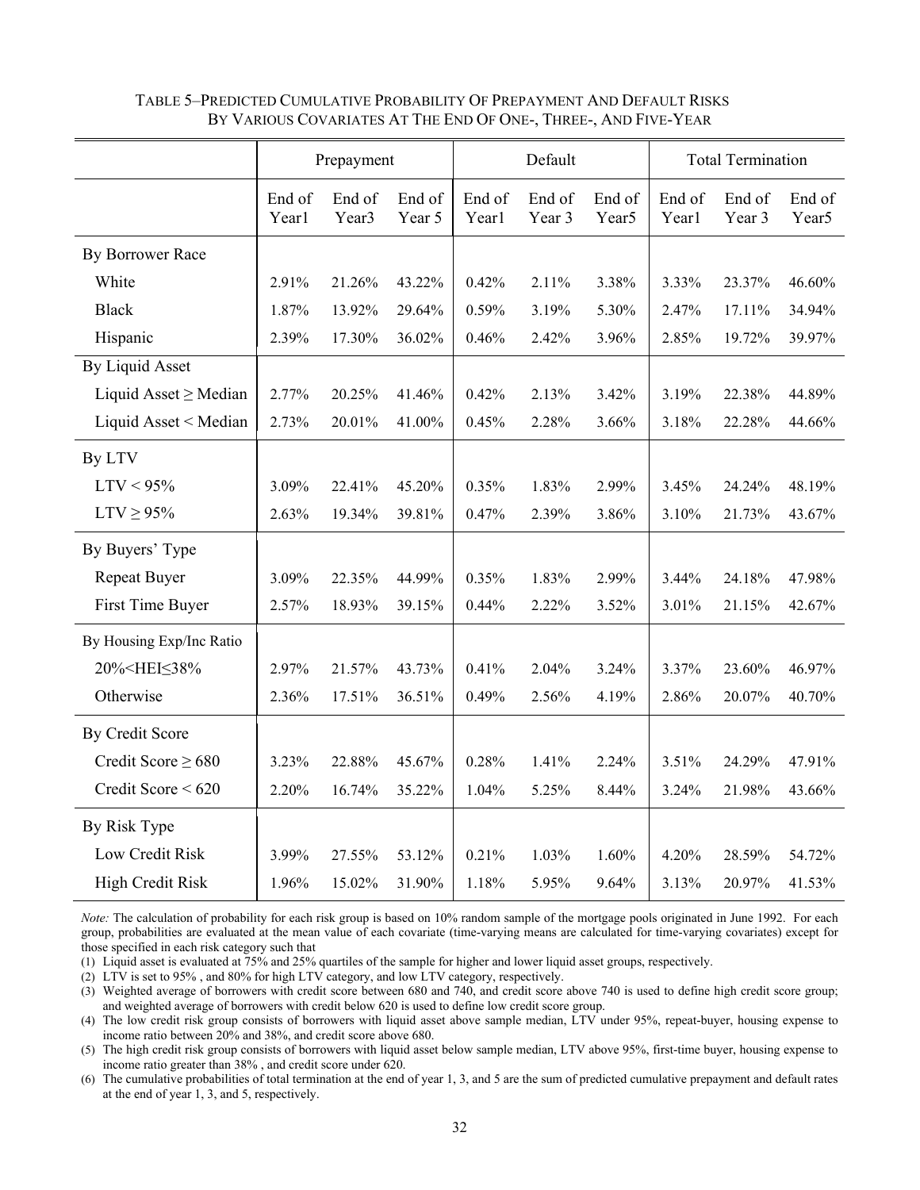TABLE 5–PREDICTED CUMULATIVE PROBABILITY OF PREPAYMENT AND DEFAULT RISKS BY VARIOUS COVARIATES AT THE END OF ONE-, THREE-, AND FIVE-YEAR

| | Prepayment | | | Default | | | Total Termination | | |
|---|---|---|---|---|---|---|---|---|---|
| | End of Year1 | End of Year3 | End of Year 5 | End of Year1 | End of Year 3 | End of Year5 | End of Year1 | End of Year 3 | End of Year5 |
| By Borrower Race | | | | | | | | | |
| White | 2.91% | 21.26% | 43.22% | 0.42% | 2.11% | 3.38% | 3.33% | 23.37% | 46.60% |
| Black | 1.87% | 13.92% | 29.64% | 0.59% | 3.19% | 5.30% | 2.47% | 17.11% | 34.94% |
| Hispanic | 2.39% | 17.30% | 36.02% | 0.46% | 2.42% | 3.96% | 2.85% | 19.72% | 39.97% |
| By Liquid Asset | | | | | | | | | |
| Liquid Asset ≥ Median | 2.77% | 20.25% | 41.46% | 0.42% | 2.13% | 3.42% | 3.19% | 22.38% | 44.89% |
| Liquid Asset < Median | 2.73% | 20.01% | 41.00% | 0.45% | 2.28% | 3.66% | 3.18% | 22.28% | 44.66% |
| By LTV | | | | | | | | | |
| LTV < 95% | 3.09% | 22.41% | 45.20% | 0.35% | 1.83% | 2.99% | 3.45% | 24.24% | 48.19% |
| LTV ≥ 95% | 2.63% | 19.34% | 39.81% | 0.47% | 2.39% | 3.86% | 3.10% | 21.73% | 43.67% |
| By Buyers' Type | | | | | | | | | |
| Repeat Buyer | 3.09% | 22.35% | 44.99% | 0.35% | 1.83% | 2.99% | 3.44% | 24.18% | 47.98% |
| First Time Buyer | 2.57% | 18.93% | 39.15% | 0.44% | 2.22% | 3.52% | 3.01% | 21.15% | 42.67% |
| By Housing Exp/Inc Ratio | | | | | | | | | |
| 20%<HEI≤38% | 2.97% | 21.57% | 43.73% | 0.41% | 2.04% | 3.24% | 3.37% | 23.60% | 46.97% |
| Otherwise | 2.36% | 17.51% | 36.51% | 0.49% | 2.56% | 4.19% | 2.86% | 20.07% | 40.70% |
| By Credit Score | | | | | | | | | |
| Credit Score ≥ 680 | 3.23% | 22.88% | 45.67% | 0.28% | 1.41% | 2.24% | 3.51% | 24.29% | 47.91% |
| Credit Score < 620 | 2.20% | 16.74% | 35.22% | 1.04% | 5.25% | 8.44% | 3.24% | 21.98% | 43.66% |
| By Risk Type | | | | | | | | | |
| Low Credit Risk | 3.99% | 27.55% | 53.12% | 0.21% | 1.03% | 1.60% | 4.20% | 28.59% | 54.72% |
| High Credit Risk | 1.96% | 15.02% | 31.90% | 1.18% | 5.95% | 9.64% | 3.13% | 20.97% | 41.53% |

*Note:* The calculation of probability for each risk group is based on 10% random sample of the mortgage pools originated in June 1992. For each group, probabilities are evaluated at the mean value of each covariate (time-varying means are calculated for time-varying covariates) except for those specified in each risk category such that

(1) Liquid asset is evaluated at 75% and 25% quartiles of the sample for higher and lower liquid asset groups, respectively.

(2) LTV is set to 95% , and 80% for high LTV category, and low LTV category, respectively.

(3) Weighted average of borrowers with credit score between 680 and 740, and credit score above 740 is used to define high credit score group; and weighted average of borrowers with credit below 620 is used to define low credit score group.

(4) The low credit risk group consists of borrowers with liquid asset above sample median, LTV under 95%, repeat-buyer, housing expense to income ratio between 20% and 38%, and credit score above 680.

(5) The high credit risk group consists of borrowers with liquid asset below sample median, LTV above 95%, first-time buyer, housing expense to income ratio greater than 38% , and credit score under 620.

(6) The cumulative probabilities of total termination at the end of year 1, 3, and 5 are the sum of predicted cumulative prepayment and default rates at the end of year 1, 3, and 5, respectively.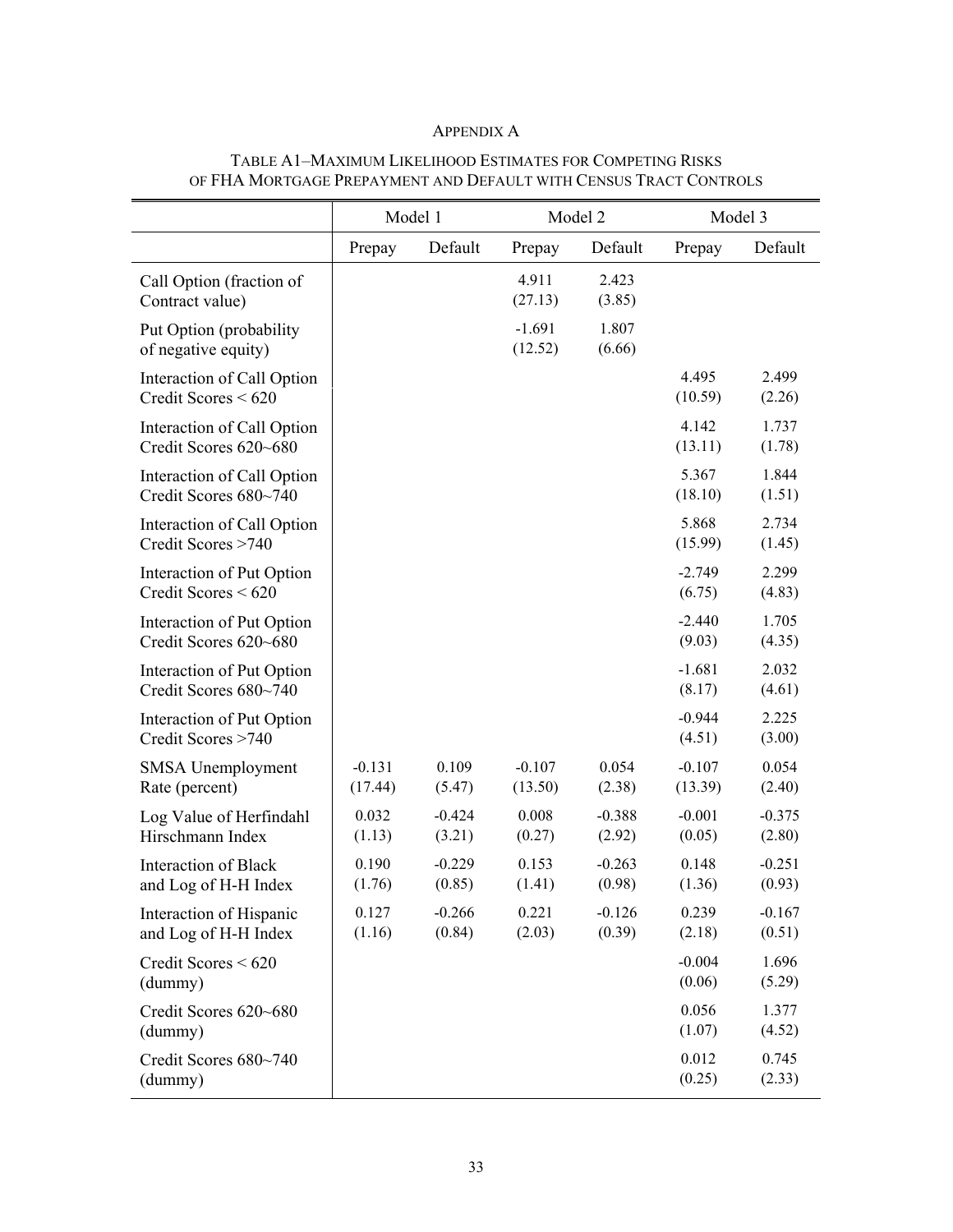APPENDIX A

TABLE A1–MAXIMUM LIKELIHOOD ESTIMATES FOR COMPETING RISKS OF FHA MORTGAGE PREPAYMENT AND DEFAULT WITH CENSUS TRACT CONTROLS

| | Model 1 | | Model 2 | | Model 3 | |
|---|---|---|---|---|---|---|
| | Prepay | Default | Prepay | Default | Prepay | Default |
| Call Option (fraction of Contract value) | | | 4.911<br>(27.13) | 2.423<br>(3.85) | | |
| Put Option (probability of negative equity) | | | -1.691<br>(12.52) | 1.807<br>(6.66) | | |
| Interaction of Call Option Credit Scores < 620 | | | | | 4.495<br>(10.59) | 2.499<br>(2.26) |
| Interaction of Call Option Credit Scores 620~680 | | | | | 4.142<br>(13.11) | 1.737<br>(1.78) |
| Interaction of Call Option Credit Scores 680~740 | | | | | 5.367<br>(18.10) | 1.844<br>(1.51) |
| Interaction of Call Option Credit Scores >740 | | | | | 5.868<br>(15.99) | 2.734<br>(1.45) |
| Interaction of Put Option Credit Scores < 620 | | | | | -2.749<br>(6.75) | 2.299<br>(4.83) |
| Interaction of Put Option Credit Scores 620~680 | | | | | -2.440<br>(9.03) | 1.705<br>(4.35) |
| Interaction of Put Option Credit Scores 680~740 | | | | | -1.681<br>(8.17) | 2.032<br>(4.61) |
| Interaction of Put Option Credit Scores >740 | | | | | -0.944<br>(4.51) | 2.225<br>(3.00) |
| SMSA Unemployment Rate (percent) | -0.131<br>(17.44) | 0.109<br>(5.47) | -0.107<br>(13.50) | 0.054<br>(2.38) | -0.107<br>(13.39) | 0.054<br>(2.40) |
| Log Value of Herfindahl Hirschmann Index | 0.032<br>(1.13) | -0.424<br>(3.21) | 0.008<br>(0.27) | -0.388<br>(2.92) | -0.001<br>(0.05) | -0.375<br>(2.80) |
| Interaction of Black and Log of H-H Index | 0.190<br>(1.76) | -0.229<br>(0.85) | 0.153<br>(1.41) | -0.263<br>(0.98) | 0.148<br>(1.36) | -0.251<br>(0.93) |
| Interaction of Hispanic and Log of H-H Index | 0.127<br>(1.16) | -0.266<br>(0.84) | 0.221<br>(2.03) | -0.126<br>(0.39) | 0.239<br>(2.18) | -0.167<br>(0.51) |
| Credit Scores < 620 (dummy) | | | | | -0.004<br>(0.06) | 1.696<br>(5.29) |
| Credit Scores 620~680 (dummy) | | | | | 0.056<br>(1.07) | 1.377<br>(4.52) |
| Credit Scores 680~740 (dummy) | | | | | 0.012<br>(0.25) | 0.745<br>(2.33) |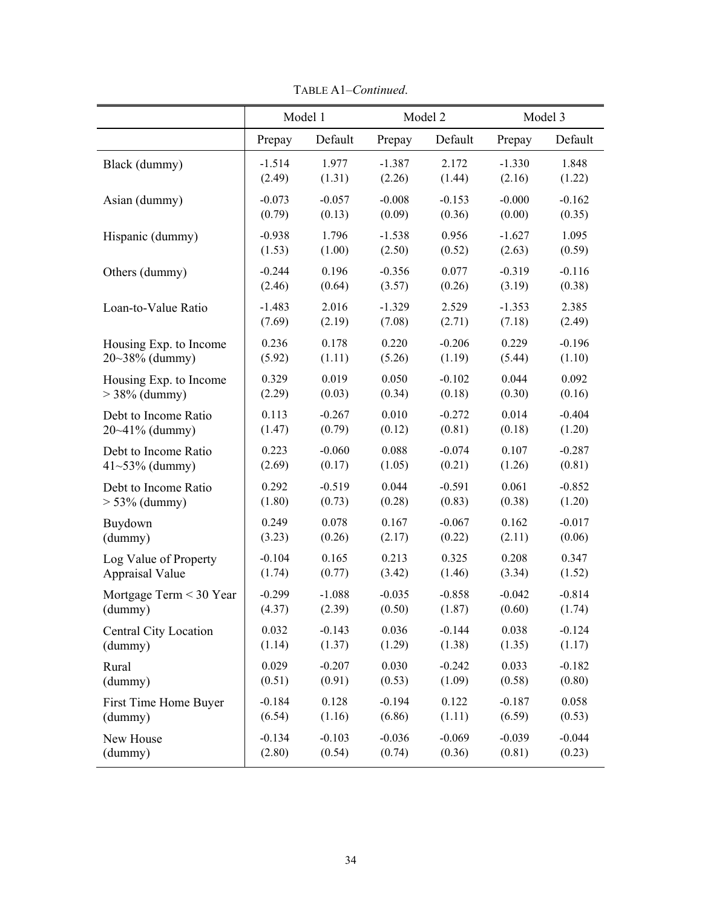TABLE A1–*Continued*.

| | Model 1 | | Model 2 | | Model 3 | |
|---|---|---|---|---|---|---|
| | Prepay | Default | Prepay | Default | Prepay | Default |
| Black (dummy) | -1.514<br>(2.49) | 1.977<br>(1.31) | -1.387<br>(2.26) | 2.172<br>(1.44) | -1.330<br>(2.16) | 1.848<br>(1.22) |
| Asian (dummy) | -0.073<br>(0.79) | -0.057<br>(0.13) | -0.008<br>(0.09) | -0.153<br>(0.36) | -0.000<br>(0.00) | -0.162<br>(0.35) |
| Hispanic (dummy) | -0.938<br>(1.53) | 1.796<br>(1.00) | -1.538<br>(2.50) | 0.956<br>(0.52) | -1.627<br>(2.63) | 1.095<br>(0.59) |
| Others (dummy) | -0.244<br>(2.46) | 0.196<br>(0.64) | -0.356<br>(3.57) | 0.077<br>(0.26) | -0.319<br>(3.19) | -0.116<br>(0.38) |
| Loan-to-Value Ratio | -1.483<br>(7.69) | 2.016<br>(2.19) | -1.329<br>(7.08) | 2.529<br>(2.71) | -1.353<br>(7.18) | 2.385<br>(2.49) |
| Housing Exp. to Income 20~38% (dummy) | 0.236<br>(5.92) | 0.178<br>(1.11) | 0.220<br>(5.26) | -0.206<br>(1.19) | 0.229<br>(5.44) | -0.196<br>(1.10) |
| Housing Exp. to Income > 38% (dummy) | 0.329<br>(2.29) | 0.019<br>(0.03) | 0.050<br>(0.34) | -0.102<br>(0.18) | 0.044<br>(0.30) | 0.092<br>(0.16) |
| Debt to Income Ratio 20~41% (dummy) | 0.113<br>(1.47) | -0.267<br>(0.79) | 0.010<br>(0.12) | -0.272<br>(0.81) | 0.014<br>(0.18) | -0.404<br>(1.20) |
| Debt to Income Ratio 41~53% (dummy) | 0.223<br>(2.69) | -0.060<br>(0.17) | 0.088<br>(1.05) | -0.074<br>(0.21) | 0.107<br>(1.26) | -0.287<br>(0.81) |
| Debt to Income Ratio > 53% (dummy) | 0.292<br>(1.80) | -0.519<br>(0.73) | 0.044<br>(0.28) | -0.591<br>(0.83) | 0.061<br>(0.38) | -0.852<br>(1.20) |
| Buydown (dummy) | 0.249<br>(3.23) | 0.078<br>(0.26) | 0.167<br>(2.17) | -0.067<br>(0.22) | 0.162<br>(2.11) | -0.017<br>(0.06) |
| Log Value of Property Appraisal Value | -0.104<br>(1.74) | 0.165<br>(0.77) | 0.213<br>(3.42) | 0.325<br>(1.46) | 0.208<br>(3.34) | 0.347<br>(1.52) |
| Mortgage Term < 30 Year (dummy) | -0.299<br>(4.37) | -1.088<br>(2.39) | -0.035<br>(0.50) | -0.858<br>(1.87) | -0.042<br>(0.60) | -0.814<br>(1.74) |
| Central City Location (dummy) | 0.032<br>(1.14) | -0.143<br>(1.37) | 0.036<br>(1.29) | -0.144<br>(1.38) | 0.038<br>(1.35) | -0.124<br>(1.17) |
| Rural (dummy) | 0.029<br>(0.51) | -0.207<br>(0.91) | 0.030<br>(0.53) | -0.242<br>(1.09) | 0.033<br>(0.58) | -0.182<br>(0.80) |
| First Time Home Buyer (dummy) | -0.184<br>(6.54) | 0.128<br>(1.16) | -0.194<br>(6.86) | 0.122<br>(1.11) | -0.187<br>(6.59) | 0.058<br>(0.53) |
| New House (dummy) | -0.134<br>(2.80) | -0.103<br>(0.54) | -0.036<br>(0.74) | -0.069<br>(0.36) | -0.039<br>(0.81) | -0.044<br>(0.23) |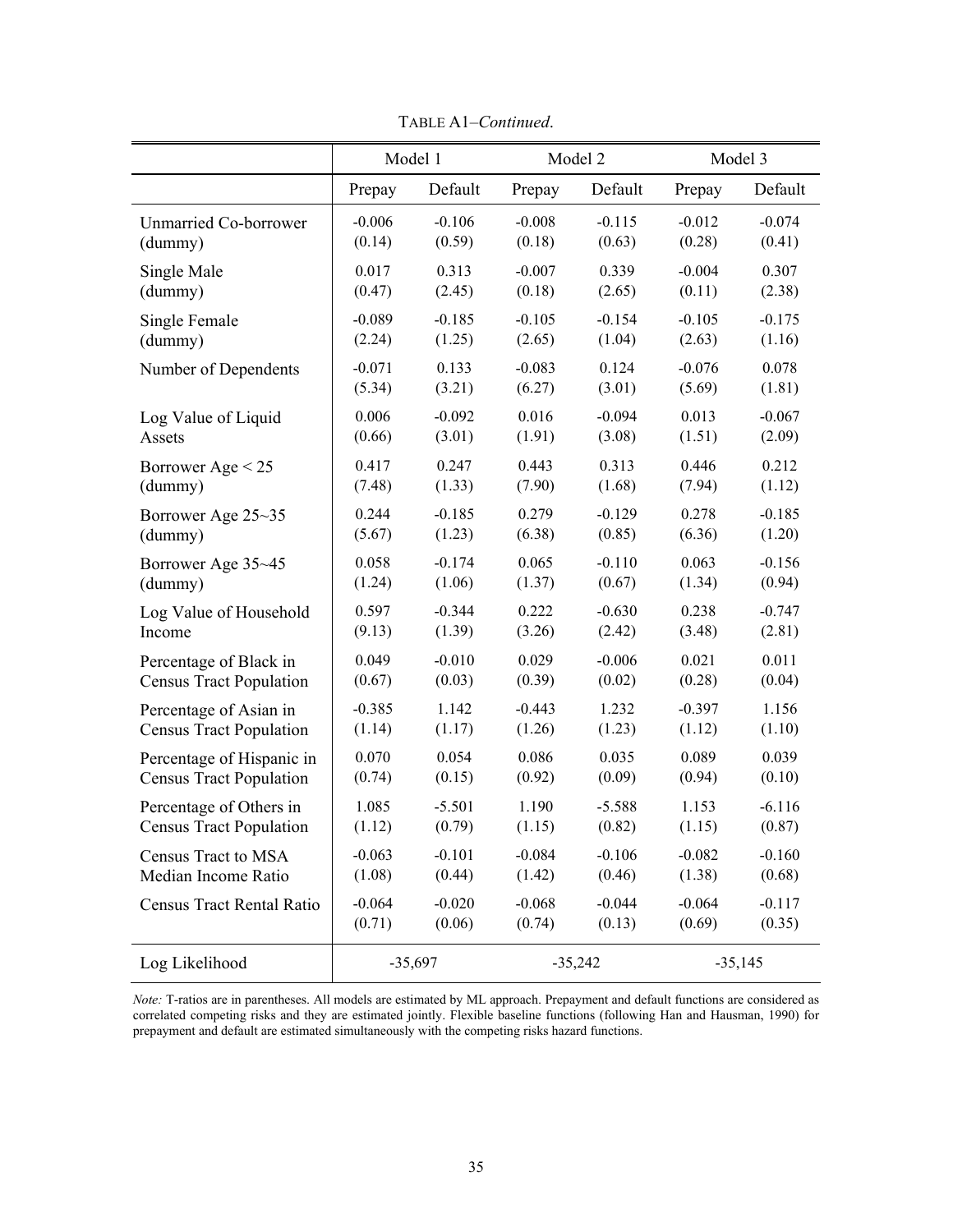TABLE A1–*Continued*.

| | Model 1 | | Model 2 | | Model 3 | |
|---|---|---|---|---|---|---|
| | Prepay | Default | Prepay | Default | Prepay | Default |
| Unmarried Co-borrower (dummy) | -0.006<br>(0.14) | -0.106<br>(0.59) | -0.008<br>(0.18) | -0.115<br>(0.63) | -0.012<br>(0.28) | -0.074<br>(0.41) |
| Single Male (dummy) | 0.017<br>(0.47) | 0.313<br>(2.45) | -0.007<br>(0.18) | 0.339<br>(2.65) | -0.004<br>(0.11) | 0.307<br>(2.38) |
| Single Female (dummy) | -0.089<br>(2.24) | -0.185<br>(1.25) | -0.105<br>(2.65) | -0.154<br>(1.04) | -0.105<br>(2.63) | -0.175<br>(1.16) |
| Number of Dependents | -0.071<br>(5.34) | 0.133<br>(3.21) | -0.083<br>(6.27) | 0.124<br>(3.01) | -0.076<br>(5.69) | 0.078<br>(1.81) |
| Log Value of Liquid Assets | 0.006<br>(0.66) | -0.092<br>(3.01) | 0.016<br>(1.91) | -0.094<br>(3.08) | 0.013<br>(1.51) | -0.067<br>(2.09) |
| Borrower Age < 25 (dummy) | 0.417<br>(7.48) | 0.247<br>(1.33) | 0.443<br>(7.90) | 0.313<br>(1.68) | 0.446<br>(7.94) | 0.212<br>(1.12) |
| Borrower Age 25~35 (dummy) | 0.244<br>(5.67) | -0.185<br>(1.23) | 0.279<br>(6.38) | -0.129<br>(0.85) | 0.278<br>(6.36) | -0.185<br>(1.20) |
| Borrower Age 35~45 (dummy) | 0.058<br>(1.24) | -0.174<br>(1.06) | 0.065<br>(1.37) | -0.110<br>(0.67) | 0.063<br>(1.34) | -0.156<br>(0.94) |
| Log Value of Household Income | 0.597<br>(9.13) | -0.344<br>(1.39) | 0.222<br>(3.26) | -0.630<br>(2.42) | 0.238<br>(3.48) | -0.747<br>(2.81) |
| Percentage of Black in Census Tract Population | 0.049<br>(0.67) | -0.010<br>(0.03) | 0.029<br>(0.39) | -0.006<br>(0.02) | 0.021<br>(0.28) | 0.011<br>(0.04) |
| Percentage of Asian in Census Tract Population | -0.385<br>(1.14) | 1.142<br>(1.17) | -0.443<br>(1.26) | 1.232<br>(1.23) | -0.397<br>(1.12) | 1.156<br>(1.10) |
| Percentage of Hispanic in Census Tract Population | 0.070<br>(0.74) | 0.054<br>(0.15) | 0.086<br>(0.92) | 0.035<br>(0.09) | 0.089<br>(0.94) | 0.039<br>(0.10) |
| Percentage of Others in Census Tract Population | 1.085<br>(1.12) | -5.501<br>(0.79) | 1.190<br>(1.15) | -5.588<br>(0.82) | 1.153<br>(1.15) | -6.116<br>(0.87) |
| Census Tract to MSA Median Income Ratio | -0.063<br>(1.08) | -0.101<br>(0.44) | -0.084<br>(1.42) | -0.106<br>(0.46) | -0.082<br>(1.38) | -0.160<br>(0.68) |
| Census Tract Rental Ratio | -0.064<br>(0.71) | -0.020<br>(0.06) | -0.068<br>(0.74) | -0.044<br>(0.13) | -0.064<br>(0.69) | -0.117<br>(0.35) |
| Log Likelihood | -35,697 | | -35,242 | | -35,145 | |

*Note:* T-ratios are in parentheses. All models are estimated by ML approach. Prepayment and default functions are considered as correlated competing risks and they are estimated jointly. Flexible baseline functions (following Han and Hausman, 1990) for prepayment and default are estimated simultaneously with the competing risks hazard functions.